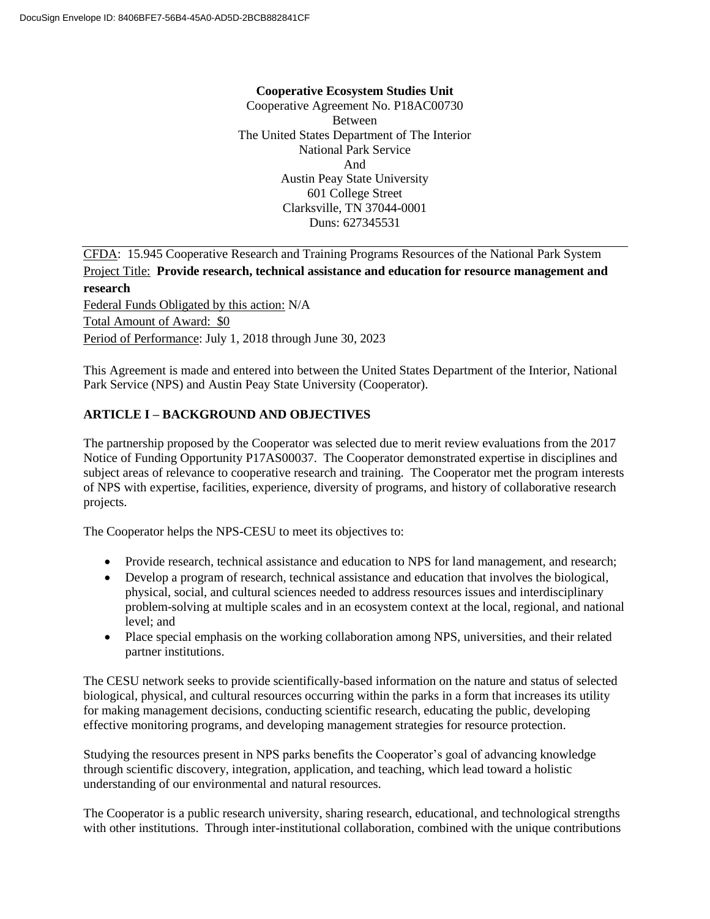DocuSign Envelope ID: 8406BFE7-56B4-45A0-AD5D-2BCB882841CF

**Cooperative Ecosystem Studies Unit**
Cooperative Agreement No. P18AC00730
Between
The United States Department of The Interior
National Park Service
And
Austin Peay State University
601 College Street
Clarksville, TN 37044-0001
Duns: 627345531

---

CFDA: 15.945 Cooperative Research and Training Programs Resources of the National Park System
Project Title: **Provide research, technical assistance and education for resource management and research**
Federal Funds Obligated by this action: N/A
Total Amount of Award: $0
Period of Performance: July 1, 2018 through June 30, 2023

This Agreement is made and entered into between the United States Department of the Interior, National Park Service (NPS) and Austin Peay State University (Cooperator).

## ARTICLE I – BACKGROUND AND OBJECTIVES

The partnership proposed by the Cooperator was selected due to merit review evaluations from the 2017 Notice of Funding Opportunity P17AS00037. The Cooperator demonstrated expertise in disciplines and subject areas of relevance to cooperative research and training. The Cooperator met the program interests of NPS with expertise, facilities, experience, diversity of programs, and history of collaborative research projects.

The Cooperator helps the NPS-CESU to meet its objectives to:

- Provide research, technical assistance and education to NPS for land management, and research;
- Develop a program of research, technical assistance and education that involves the biological, physical, social, and cultural sciences needed to address resources issues and interdisciplinary problem-solving at multiple scales and in an ecosystem context at the local, regional, and national level; and
- Place special emphasis on the working collaboration among NPS, universities, and their related partner institutions.

The CESU network seeks to provide scientifically-based information on the nature and status of selected biological, physical, and cultural resources occurring within the parks in a form that increases its utility for making management decisions, conducting scientific research, educating the public, developing effective monitoring programs, and developing management strategies for resource protection.

Studying the resources present in NPS parks benefits the Cooperator's goal of advancing knowledge through scientific discovery, integration, application, and teaching, which lead toward a holistic understanding of our environmental and natural resources.

The Cooperator is a public research university, sharing research, educational, and technological strengths with other institutions. Through inter-institutional collaboration, combined with the unique contributions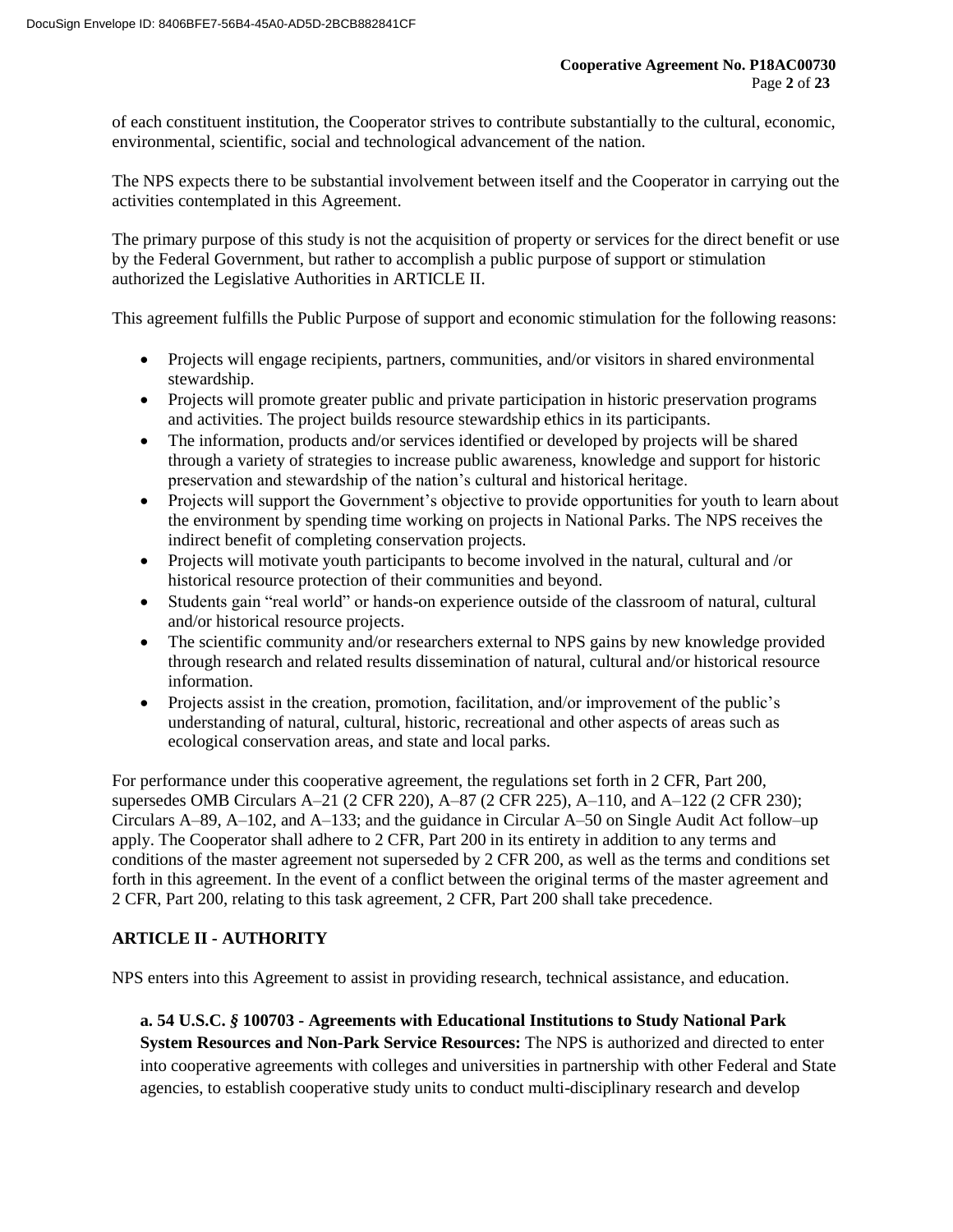of each constituent institution, the Cooperator strives to contribute substantially to the cultural, economic, environmental, scientific, social and technological advancement of the nation.

The NPS expects there to be substantial involvement between itself and the Cooperator in carrying out the activities contemplated in this Agreement.

The primary purpose of this study is not the acquisition of property or services for the direct benefit or use by the Federal Government, but rather to accomplish a public purpose of support or stimulation authorized the Legislative Authorities in ARTICLE II.

This agreement fulfills the Public Purpose of support and economic stimulation for the following reasons:

- Projects will engage recipients, partners, communities, and/or visitors in shared environmental stewardship.
- Projects will promote greater public and private participation in historic preservation programs and activities. The project builds resource stewardship ethics in its participants.
- The information, products and/or services identified or developed by projects will be shared through a variety of strategies to increase public awareness, knowledge and support for historic preservation and stewardship of the nation's cultural and historical heritage.
- Projects will support the Government's objective to provide opportunities for youth to learn about the environment by spending time working on projects in National Parks. The NPS receives the indirect benefit of completing conservation projects.
- Projects will motivate youth participants to become involved in the natural, cultural and /or historical resource protection of their communities and beyond.
- Students gain "real world" or hands-on experience outside of the classroom of natural, cultural and/or historical resource projects.
- The scientific community and/or researchers external to NPS gains by new knowledge provided through research and related results dissemination of natural, cultural and/or historical resource information.
- Projects assist in the creation, promotion, facilitation, and/or improvement of the public's understanding of natural, cultural, historic, recreational and other aspects of areas such as ecological conservation areas, and state and local parks.

For performance under this cooperative agreement, the regulations set forth in 2 CFR, Part 200, supersedes OMB Circulars A–21 (2 CFR 220), A–87 (2 CFR 225), A–110, and A–122 (2 CFR 230); Circulars A–89, A–102, and A–133; and the guidance in Circular A–50 on Single Audit Act follow–up apply. The Cooperator shall adhere to 2 CFR, Part 200 in its entirety in addition to any terms and conditions of the master agreement not superseded by 2 CFR 200, as well as the terms and conditions set forth in this agreement. In the event of a conflict between the original terms of the master agreement and 2 CFR, Part 200, relating to this task agreement, 2 CFR, Part 200 shall take precedence.

## ARTICLE II - AUTHORITY

NPS enters into this Agreement to assist in providing research, technical assistance, and education.

**a. 54 U.S.C. § 100703 - Agreements with Educational Institutions to Study National Park System Resources and Non-Park Service Resources:** The NPS is authorized and directed to enter into cooperative agreements with colleges and universities in partnership with other Federal and State agencies, to establish cooperative study units to conduct multi-disciplinary research and develop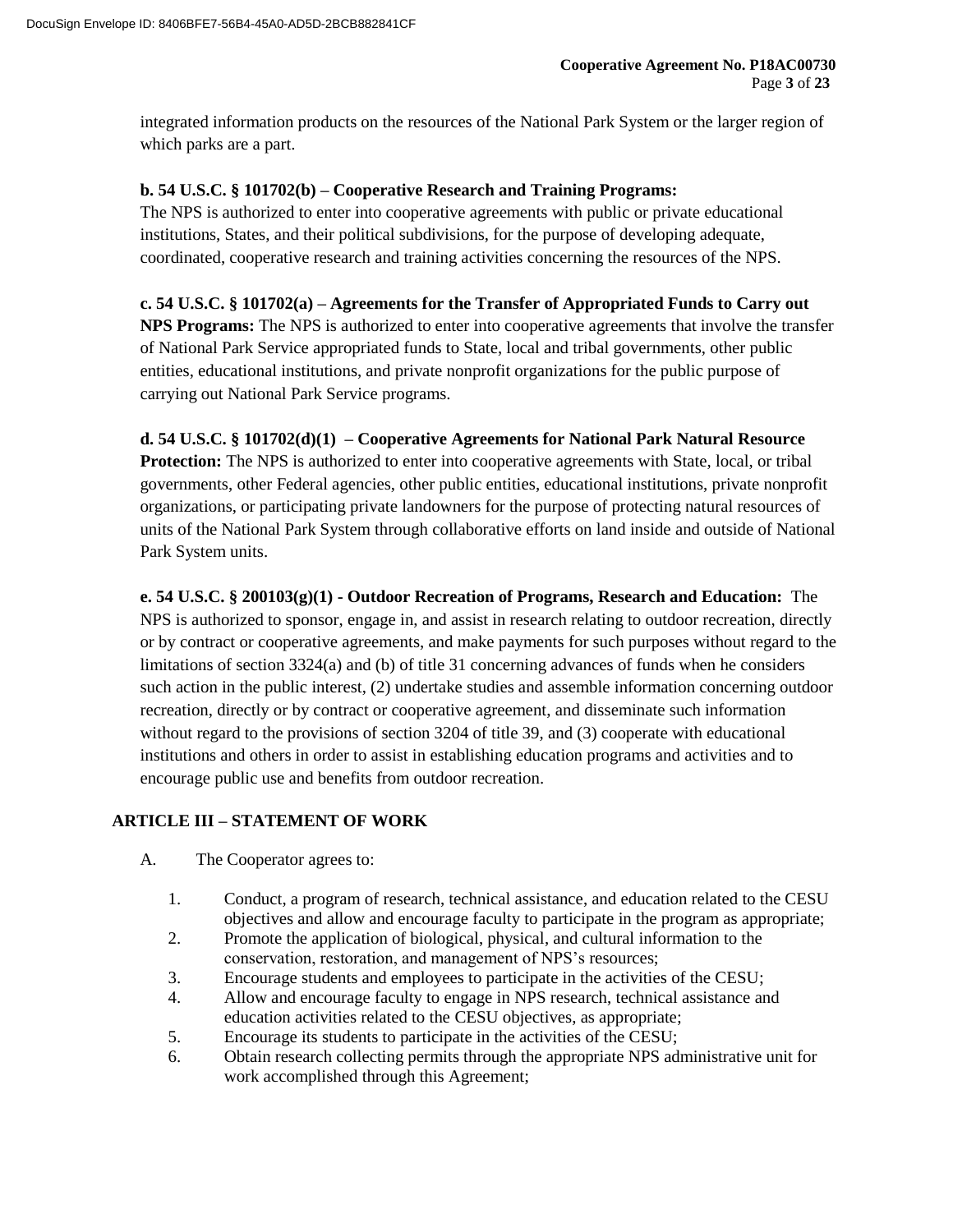integrated information products on the resources of the National Park System or the larger region of which parks are a part.

**b. 54 U.S.C. § 101702(b) – Cooperative Research and Training Programs:**
The NPS is authorized to enter into cooperative agreements with public or private educational institutions, States, and their political subdivisions, for the purpose of developing adequate, coordinated, cooperative research and training activities concerning the resources of the NPS.

**c. 54 U.S.C. § 101702(a) – Agreements for the Transfer of Appropriated Funds to Carry out NPS Programs:** The NPS is authorized to enter into cooperative agreements that involve the transfer of National Park Service appropriated funds to State, local and tribal governments, other public entities, educational institutions, and private nonprofit organizations for the public purpose of carrying out National Park Service programs.

**d. 54 U.S.C. § 101702(d)(1) – Cooperative Agreements for National Park Natural Resource Protection:** The NPS is authorized to enter into cooperative agreements with State, local, or tribal governments, other Federal agencies, other public entities, educational institutions, private nonprofit organizations, or participating private landowners for the purpose of protecting natural resources of units of the National Park System through collaborative efforts on land inside and outside of National Park System units.

**e. 54 U.S.C. § 200103(g)(1) - Outdoor Recreation of Programs, Research and Education:** The NPS is authorized to sponsor, engage in, and assist in research relating to outdoor recreation, directly or by contract or cooperative agreements, and make payments for such purposes without regard to the limitations of section 3324(a) and (b) of title 31 concerning advances of funds when he considers such action in the public interest, (2) undertake studies and assemble information concerning outdoor recreation, directly or by contract or cooperative agreement, and disseminate such information without regard to the provisions of section 3204 of title 39, and (3) cooperate with educational institutions and others in order to assist in establishing education programs and activities and to encourage public use and benefits from outdoor recreation.

## ARTICLE III – STATEMENT OF WORK

A. The Cooperator agrees to:

1. Conduct, a program of research, technical assistance, and education related to the CESU objectives and allow and encourage faculty to participate in the program as appropriate;
2. Promote the application of biological, physical, and cultural information to the conservation, restoration, and management of NPS's resources;
3. Encourage students and employees to participate in the activities of the CESU;
4. Allow and encourage faculty to engage in NPS research, technical assistance and education activities related to the CESU objectives, as appropriate;
5. Encourage its students to participate in the activities of the CESU;
6. Obtain research collecting permits through the appropriate NPS administrative unit for work accomplished through this Agreement;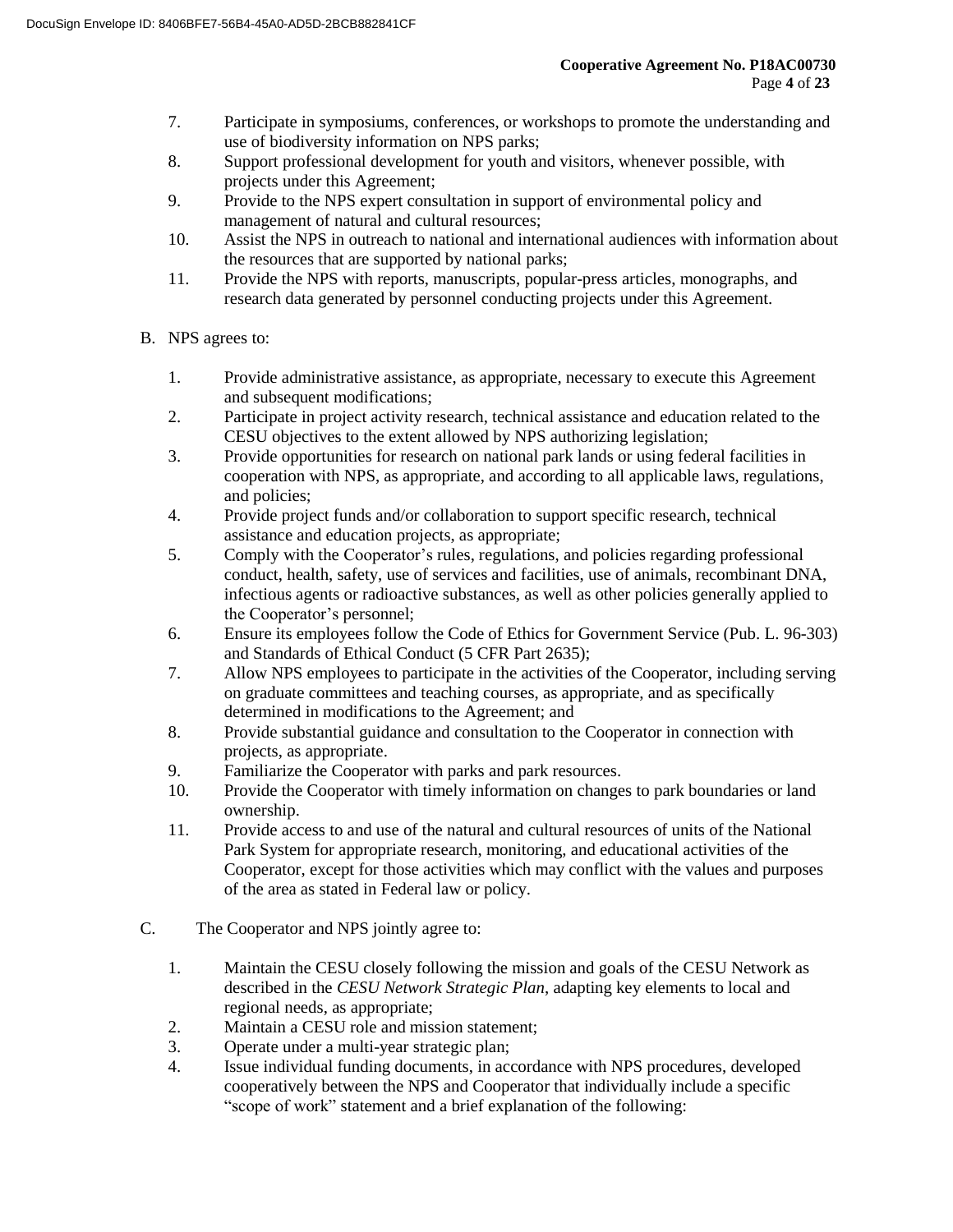7. Participate in symposiums, conferences, or workshops to promote the understanding and use of biodiversity information on NPS parks;
8. Support professional development for youth and visitors, whenever possible, with projects under this Agreement;
9. Provide to the NPS expert consultation in support of environmental policy and management of natural and cultural resources;
10. Assist the NPS in outreach to national and international audiences with information about the resources that are supported by national parks;
11. Provide the NPS with reports, manuscripts, popular-press articles, monographs, and research data generated by personnel conducting projects under this Agreement.

B. NPS agrees to:

1. Provide administrative assistance, as appropriate, necessary to execute this Agreement and subsequent modifications;
2. Participate in project activity research, technical assistance and education related to the CESU objectives to the extent allowed by NPS authorizing legislation;
3. Provide opportunities for research on national park lands or using federal facilities in cooperation with NPS, as appropriate, and according to all applicable laws, regulations, and policies;
4. Provide project funds and/or collaboration to support specific research, technical assistance and education projects, as appropriate;
5. Comply with the Cooperator's rules, regulations, and policies regarding professional conduct, health, safety, use of services and facilities, use of animals, recombinant DNA, infectious agents or radioactive substances, as well as other policies generally applied to the Cooperator's personnel;
6. Ensure its employees follow the Code of Ethics for Government Service (Pub. L. 96-303) and Standards of Ethical Conduct (5 CFR Part 2635);
7. Allow NPS employees to participate in the activities of the Cooperator, including serving on graduate committees and teaching courses, as appropriate, and as specifically determined in modifications to the Agreement; and
8. Provide substantial guidance and consultation to the Cooperator in connection with projects, as appropriate.
9. Familiarize the Cooperator with parks and park resources.
10. Provide the Cooperator with timely information on changes to park boundaries or land ownership.
11. Provide access to and use of the natural and cultural resources of units of the National Park System for appropriate research, monitoring, and educational activities of the Cooperator, except for those activities which may conflict with the values and purposes of the area as stated in Federal law or policy.

C. The Cooperator and NPS jointly agree to:

1. Maintain the CESU closely following the mission and goals of the CESU Network as described in the *CESU Network Strategic Plan*, adapting key elements to local and regional needs, as appropriate;
2. Maintain a CESU role and mission statement;
3. Operate under a multi-year strategic plan;
4. Issue individual funding documents, in accordance with NPS procedures, developed cooperatively between the NPS and Cooperator that individually include a specific "scope of work" statement and a brief explanation of the following: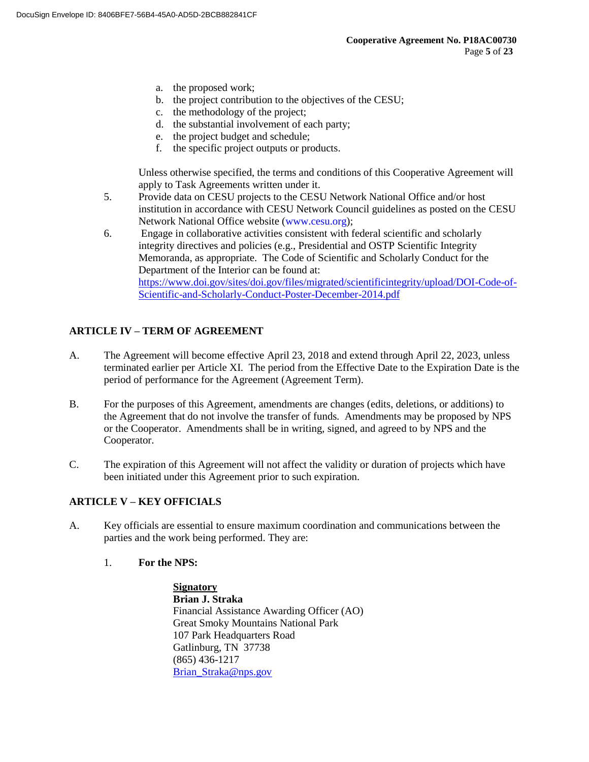a. the proposed work;
b. the project contribution to the objectives of the CESU;
c. the methodology of the project;
d. the substantial involvement of each party;
e. the project budget and schedule;
f. the specific project outputs or products.

Unless otherwise specified, the terms and conditions of this Cooperative Agreement will apply to Task Agreements written under it.

5. Provide data on CESU projects to the CESU Network National Office and/or host institution in accordance with CESU Network Council guidelines as posted on the CESU Network National Office website (www.cesu.org);
6. Engage in collaborative activities consistent with federal scientific and scholarly integrity directives and policies (e.g., Presidential and OSTP Scientific Integrity Memoranda, as appropriate. The Code of Scientific and Scholarly Conduct for the Department of the Interior can be found at: https://www.doi.gov/sites/doi.gov/files/migrated/scientificintegrity/upload/DOI-Code-of-Scientific-and-Scholarly-Conduct-Poster-December-2014.pdf

## ARTICLE IV – TERM OF AGREEMENT

A. The Agreement will become effective April 23, 2018 and extend through April 22, 2023, unless terminated earlier per Article XI. The period from the Effective Date to the Expiration Date is the period of performance for the Agreement (Agreement Term).

B. For the purposes of this Agreement, amendments are changes (edits, deletions, or additions) to the Agreement that do not involve the transfer of funds. Amendments may be proposed by NPS or the Cooperator. Amendments shall be in writing, signed, and agreed to by NPS and the Cooperator.

C. The expiration of this Agreement will not affect the validity or duration of projects which have been initiated under this Agreement prior to such expiration.

## ARTICLE V – KEY OFFICIALS

A. Key officials are essential to ensure maximum coordination and communications between the parties and the work being performed. They are:

1. **For the NPS:**

**Signatory**
**Brian J. Straka**
Financial Assistance Awarding Officer (AO)
Great Smoky Mountains National Park
107 Park Headquarters Road
Gatlinburg, TN 37738
(865) 436-1217
Brian_Straka@nps.gov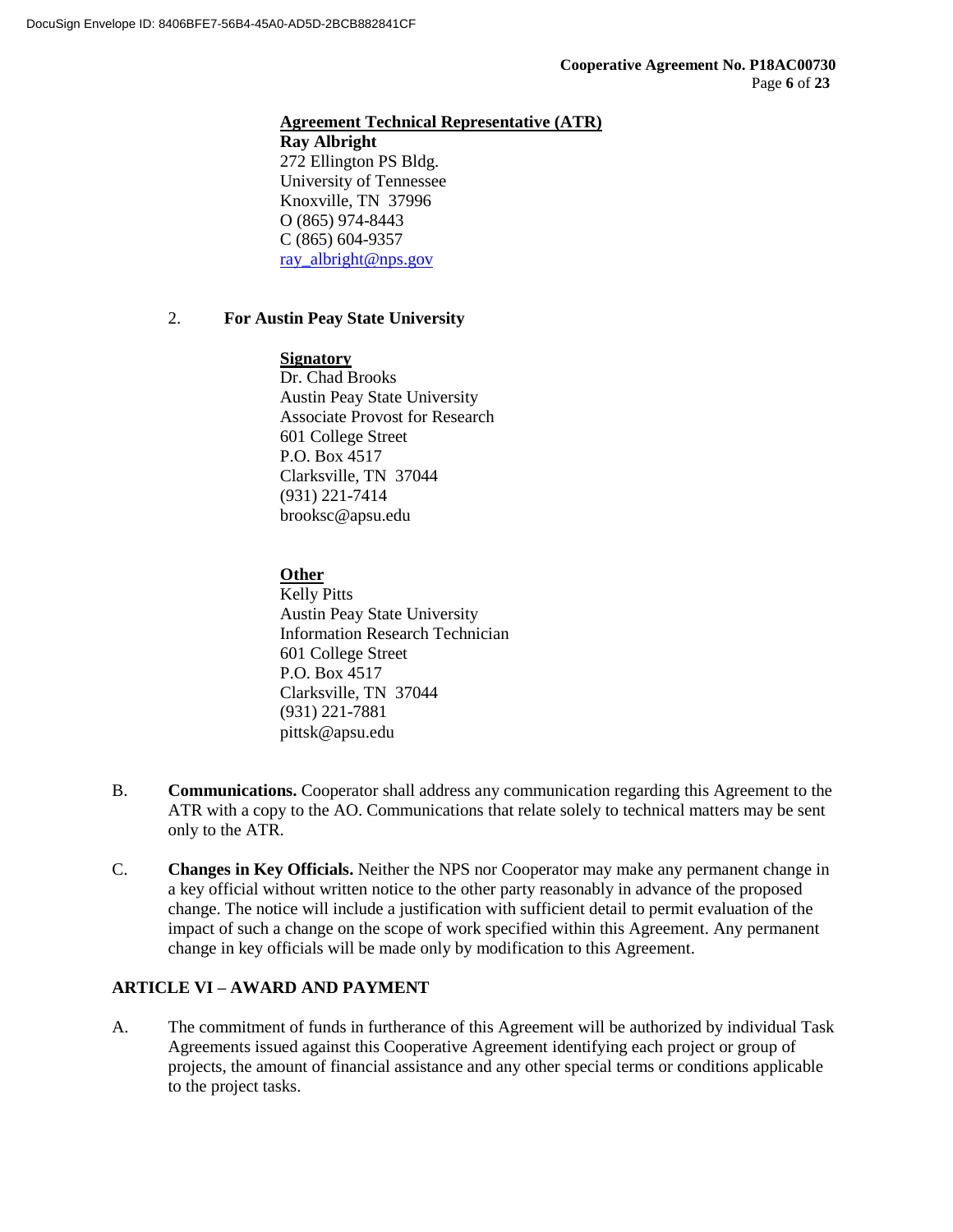**Agreement Technical Representative (ATR)**
**Ray Albright**
272 Ellington PS Bldg.
University of Tennessee
Knoxville, TN 37996
O (865) 974-8443
C (865) 604-9357
ray_albright@nps.gov

2. **For Austin Peay State University**

**Signatory**
Dr. Chad Brooks
Austin Peay State University
Associate Provost for Research
601 College Street
P.O. Box 4517
Clarksville, TN 37044
(931) 221-7414
brooksc@apsu.edu

**Other**
Kelly Pitts
Austin Peay State University
Information Research Technician
601 College Street
P.O. Box 4517
Clarksville, TN 37044
(931) 221-7881
pittsk@apsu.edu

B. **Communications.** Cooperator shall address any communication regarding this Agreement to the ATR with a copy to the AO. Communications that relate solely to technical matters may be sent only to the ATR.

C. **Changes in Key Officials.** Neither the NPS nor Cooperator may make any permanent change in a key official without written notice to the other party reasonably in advance of the proposed change. The notice will include a justification with sufficient detail to permit evaluation of the impact of such a change on the scope of work specified within this Agreement. Any permanent change in key officials will be made only by modification to this Agreement.

## ARTICLE VI – AWARD AND PAYMENT

A. The commitment of funds in furtherance of this Agreement will be authorized by individual Task Agreements issued against this Cooperative Agreement identifying each project or group of projects, the amount of financial assistance and any other special terms or conditions applicable to the project tasks.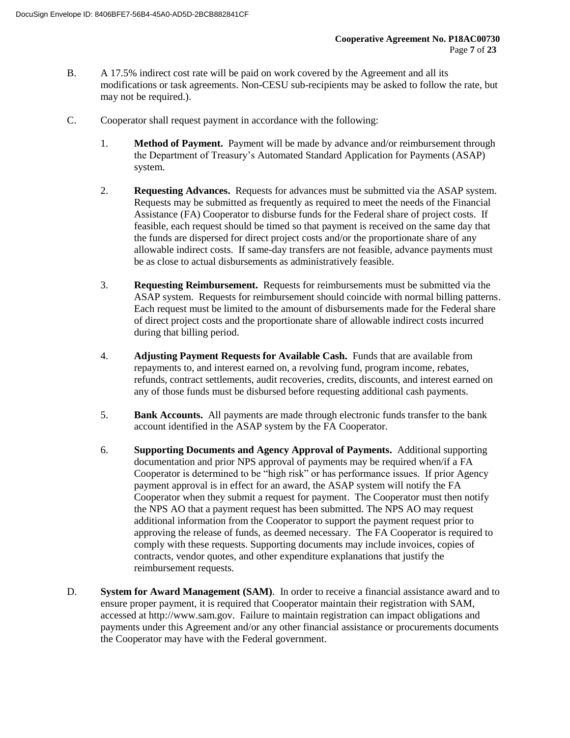B. A 17.5% indirect cost rate will be paid on work covered by the Agreement and all its modifications or task agreements. Non-CESU sub-recipients may be asked to follow the rate, but may not be required.).

C. Cooperator shall request payment in accordance with the following:

1. **Method of Payment.** Payment will be made by advance and/or reimbursement through the Department of Treasury's Automated Standard Application for Payments (ASAP) system.

2. **Requesting Advances.** Requests for advances must be submitted via the ASAP system. Requests may be submitted as frequently as required to meet the needs of the Financial Assistance (FA) Cooperator to disburse funds for the Federal share of project costs. If feasible, each request should be timed so that payment is received on the same day that the funds are dispersed for direct project costs and/or the proportionate share of any allowable indirect costs. If same-day transfers are not feasible, advance payments must be as close to actual disbursements as administratively feasible.

3. **Requesting Reimbursement.** Requests for reimbursements must be submitted via the ASAP system. Requests for reimbursement should coincide with normal billing patterns. Each request must be limited to the amount of disbursements made for the Federal share of direct project costs and the proportionate share of allowable indirect costs incurred during that billing period.

4. **Adjusting Payment Requests for Available Cash.** Funds that are available from repayments to, and interest earned on, a revolving fund, program income, rebates, refunds, contract settlements, audit recoveries, credits, discounts, and interest earned on any of those funds must be disbursed before requesting additional cash payments.

5. **Bank Accounts.** All payments are made through electronic funds transfer to the bank account identified in the ASAP system by the FA Cooperator.

6. **Supporting Documents and Agency Approval of Payments.** Additional supporting documentation and prior NPS approval of payments may be required when/if a FA Cooperator is determined to be "high risk" or has performance issues. If prior Agency payment approval is in effect for an award, the ASAP system will notify the FA Cooperator when they submit a request for payment. The Cooperator must then notify the NPS AO that a payment request has been submitted. The NPS AO may request additional information from the Cooperator to support the payment request prior to approving the release of funds, as deemed necessary. The FA Cooperator is required to comply with these requests. Supporting documents may include invoices, copies of contracts, vendor quotes, and other expenditure explanations that justify the reimbursement requests.

D. **System for Award Management (SAM)**. In order to receive a financial assistance award and to ensure proper payment, it is required that Cooperator maintain their registration with SAM, accessed at http://www.sam.gov. Failure to maintain registration can impact obligations and payments under this Agreement and/or any other financial assistance or procurements documents the Cooperator may have with the Federal government.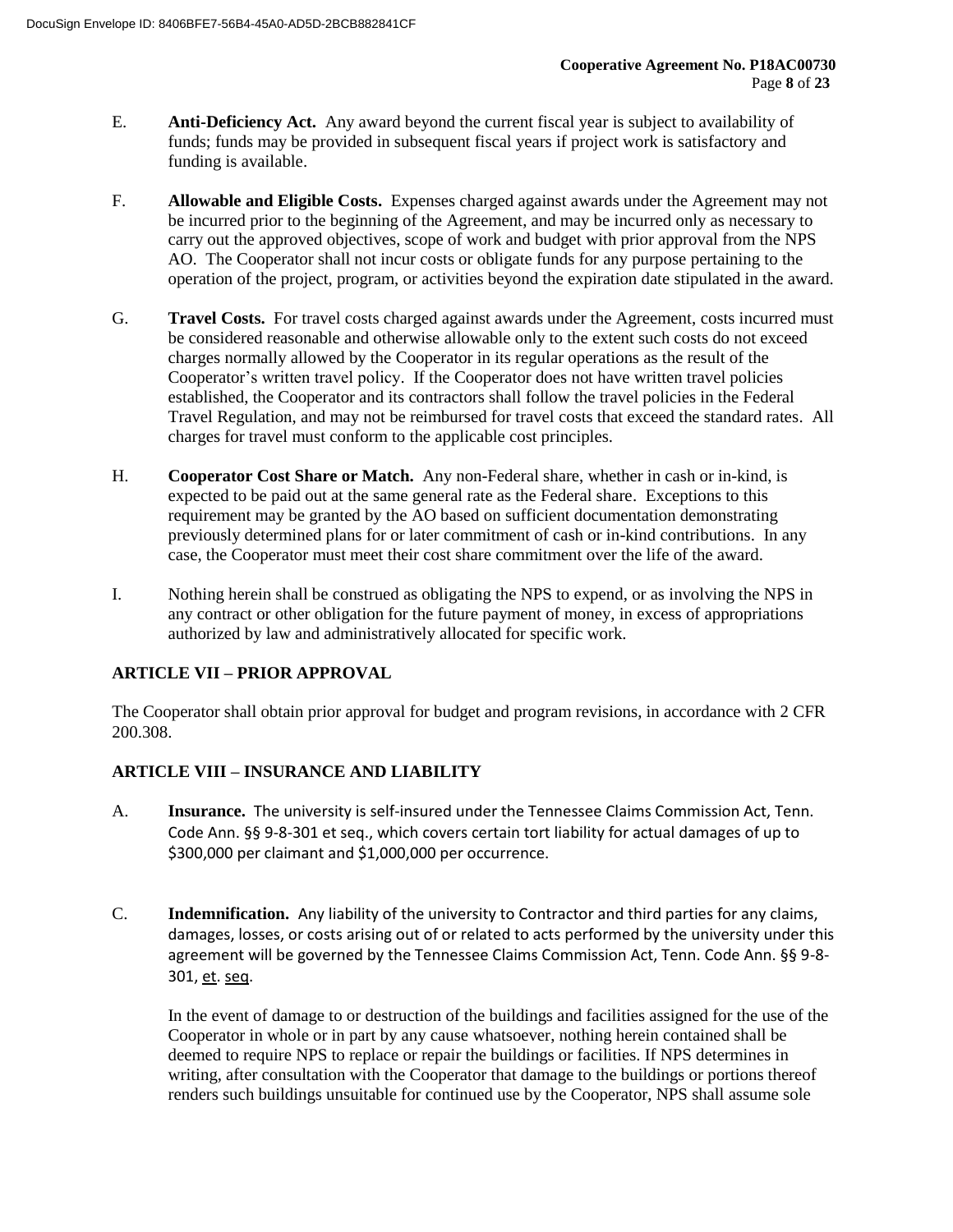E. **Anti-Deficiency Act.** Any award beyond the current fiscal year is subject to availability of funds; funds may be provided in subsequent fiscal years if project work is satisfactory and funding is available.

F. **Allowable and Eligible Costs.** Expenses charged against awards under the Agreement may not be incurred prior to the beginning of the Agreement, and may be incurred only as necessary to carry out the approved objectives, scope of work and budget with prior approval from the NPS AO. The Cooperator shall not incur costs or obligate funds for any purpose pertaining to the operation of the project, program, or activities beyond the expiration date stipulated in the award.

G. **Travel Costs.** For travel costs charged against awards under the Agreement, costs incurred must be considered reasonable and otherwise allowable only to the extent such costs do not exceed charges normally allowed by the Cooperator in its regular operations as the result of the Cooperator's written travel policy. If the Cooperator does not have written travel policies established, the Cooperator and its contractors shall follow the travel policies in the Federal Travel Regulation, and may not be reimbursed for travel costs that exceed the standard rates. All charges for travel must conform to the applicable cost principles.

H. **Cooperator Cost Share or Match.** Any non-Federal share, whether in cash or in-kind, is expected to be paid out at the same general rate as the Federal share. Exceptions to this requirement may be granted by the AO based on sufficient documentation demonstrating previously determined plans for or later commitment of cash or in-kind contributions. In any case, the Cooperator must meet their cost share commitment over the life of the award.

I. Nothing herein shall be construed as obligating the NPS to expend, or as involving the NPS in any contract or other obligation for the future payment of money, in excess of appropriations authorized by law and administratively allocated for specific work.

## ARTICLE VII – PRIOR APPROVAL

The Cooperator shall obtain prior approval for budget and program revisions, in accordance with 2 CFR 200.308.

## ARTICLE VIII – INSURANCE AND LIABILITY

A. **Insurance.** The university is self-insured under the Tennessee Claims Commission Act, Tenn. Code Ann. §§ 9-8-301 et seq., which covers certain tort liability for actual damages of up to $300,000 per claimant and $1,000,000 per occurrence.

C. **Indemnification.** Any liability of the university to Contractor and third parties for any claims, damages, losses, or costs arising out of or related to acts performed by the university under this agreement will be governed by the Tennessee Claims Commission Act, Tenn. Code Ann. §§ 9-8-301, et. seq.

In the event of damage to or destruction of the buildings and facilities assigned for the use of the Cooperator in whole or in part by any cause whatsoever, nothing herein contained shall be deemed to require NPS to replace or repair the buildings or facilities. If NPS determines in writing, after consultation with the Cooperator that damage to the buildings or portions thereof renders such buildings unsuitable for continued use by the Cooperator, NPS shall assume sole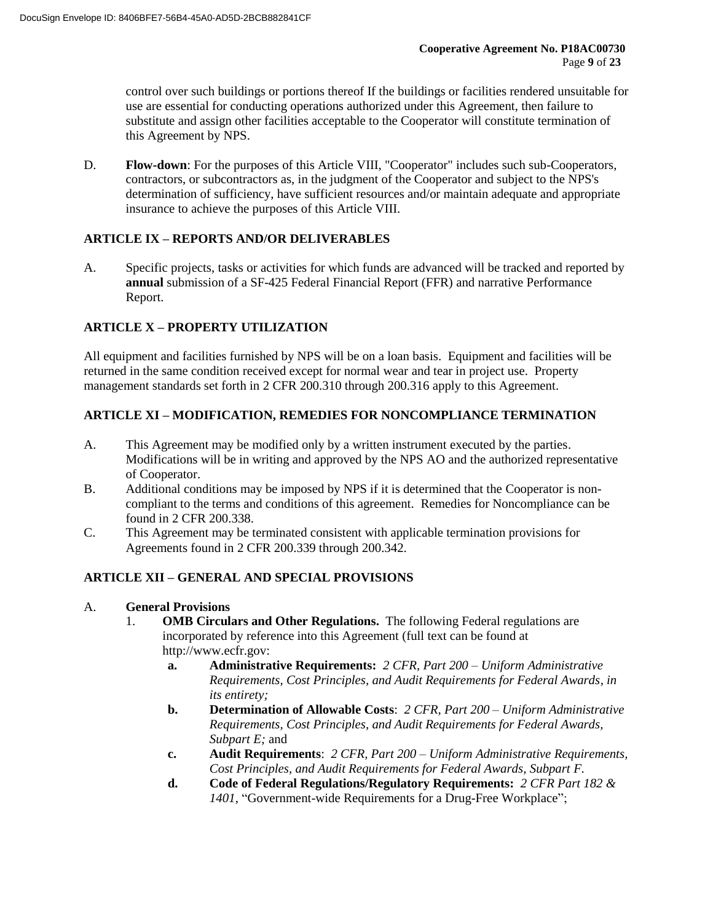control over such buildings or portions thereof If the buildings or facilities rendered unsuitable for use are essential for conducting operations authorized under this Agreement, then failure to substitute and assign other facilities acceptable to the Cooperator will constitute termination of this Agreement by NPS.

D. **Flow-down**: For the purposes of this Article VIII, "Cooperator" includes such sub-Cooperators, contractors, or subcontractors as, in the judgment of the Cooperator and subject to the NPS's determination of sufficiency, have sufficient resources and/or maintain adequate and appropriate insurance to achieve the purposes of this Article VIII.

## ARTICLE IX – REPORTS AND/OR DELIVERABLES

A. Specific projects, tasks or activities for which funds are advanced will be tracked and reported by **annual** submission of a SF-425 Federal Financial Report (FFR) and narrative Performance Report.

## ARTICLE X – PROPERTY UTILIZATION

All equipment and facilities furnished by NPS will be on a loan basis. Equipment and facilities will be returned in the same condition received except for normal wear and tear in project use. Property management standards set forth in 2 CFR 200.310 through 200.316 apply to this Agreement.

## ARTICLE XI – MODIFICATION, REMEDIES FOR NONCOMPLIANCE TERMINATION

A. This Agreement may be modified only by a written instrument executed by the parties. Modifications will be in writing and approved by the NPS AO and the authorized representative of Cooperator.

B. Additional conditions may be imposed by NPS if it is determined that the Cooperator is non-compliant to the terms and conditions of this agreement. Remedies for Noncompliance can be found in 2 CFR 200.338.

C. This Agreement may be terminated consistent with applicable termination provisions for Agreements found in 2 CFR 200.339 through 200.342.

## ARTICLE XII – GENERAL AND SPECIAL PROVISIONS

A. **General Provisions**

1. **OMB Circulars and Other Regulations.** The following Federal regulations are incorporated by reference into this Agreement (full text can be found at http://www.ecfr.gov:

   **a. Administrative Requirements:** *2 CFR, Part 200 – Uniform Administrative Requirements, Cost Principles, and Audit Requirements for Federal Awards, in its entirety;*

   **b. Determination of Allowable Costs**: *2 CFR, Part 200 – Uniform Administrative Requirements, Cost Principles, and Audit Requirements for Federal Awards, Subpart E;* and

   **c. Audit Requirements**: *2 CFR, Part 200 – Uniform Administrative Requirements, Cost Principles, and Audit Requirements for Federal Awards, Subpart F.*

   **d. Code of Federal Regulations/Regulatory Requirements:** *2 CFR Part 182 & 1401*, "Government-wide Requirements for a Drug-Free Workplace";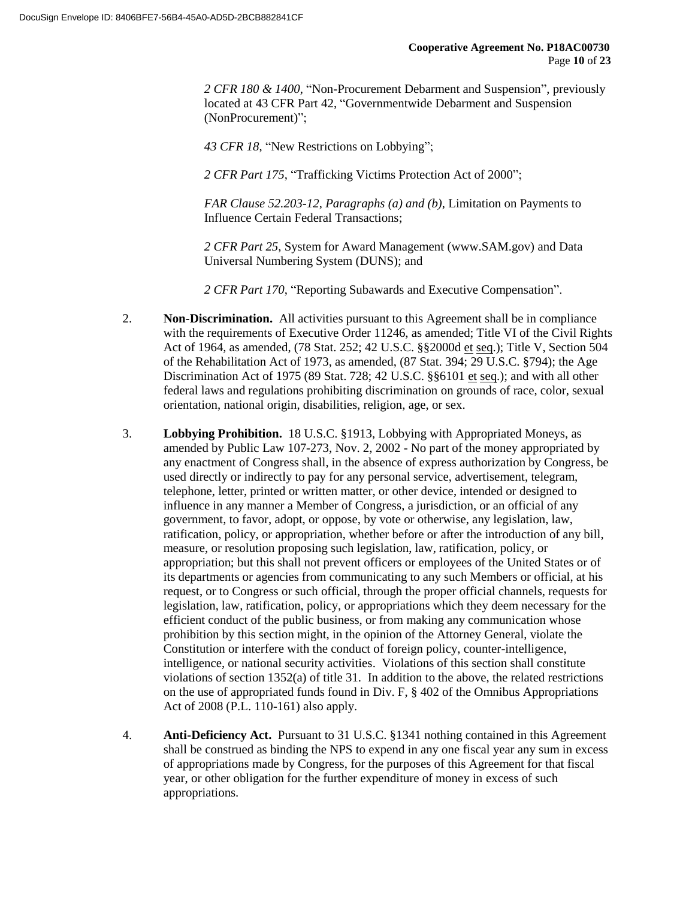*2 CFR 180 & 1400*, “Non-Procurement Debarment and Suspension”, previously located at 43 CFR Part 42, “Governmentwide Debarment and Suspension (NonProcurement)”;

*43 CFR 18*, “New Restrictions on Lobbying”;

*2 CFR Part 175*, “Trafficking Victims Protection Act of 2000”;

*FAR Clause 52.203-12, Paragraphs (a) and (b)*, Limitation on Payments to Influence Certain Federal Transactions;

*2 CFR Part 25*, System for Award Management (www.SAM.gov) and Data Universal Numbering System (DUNS); and

*2 CFR Part 170*, “Reporting Subawards and Executive Compensation”.

2. **Non-Discrimination.** All activities pursuant to this Agreement shall be in compliance with the requirements of Executive Order 11246, as amended; Title VI of the Civil Rights Act of 1964, as amended, (78 Stat. 252; 42 U.S.C. §§2000d et seq.); Title V, Section 504 of the Rehabilitation Act of 1973, as amended, (87 Stat. 394; 29 U.S.C. §794); the Age Discrimination Act of 1975 (89 Stat. 728; 42 U.S.C. §§6101 et seq.); and with all other federal laws and regulations prohibiting discrimination on grounds of race, color, sexual orientation, national origin, disabilities, religion, age, or sex.

3. **Lobbying Prohibition.** 18 U.S.C. §1913, Lobbying with Appropriated Moneys, as amended by Public Law 107-273, Nov. 2, 2002 - No part of the money appropriated by any enactment of Congress shall, in the absence of express authorization by Congress, be used directly or indirectly to pay for any personal service, advertisement, telegram, telephone, letter, printed or written matter, or other device, intended or designed to influence in any manner a Member of Congress, a jurisdiction, or an official of any government, to favor, adopt, or oppose, by vote or otherwise, any legislation, law, ratification, policy, or appropriation, whether before or after the introduction of any bill, measure, or resolution proposing such legislation, law, ratification, policy, or appropriation; but this shall not prevent officers or employees of the United States or of its departments or agencies from communicating to any such Members or official, at his request, or to Congress or such official, through the proper official channels, requests for legislation, law, ratification, policy, or appropriations which they deem necessary for the efficient conduct of the public business, or from making any communication whose prohibition by this section might, in the opinion of the Attorney General, violate the Constitution or interfere with the conduct of foreign policy, counter-intelligence, intelligence, or national security activities. Violations of this section shall constitute violations of section 1352(a) of title 31. In addition to the above, the related restrictions on the use of appropriated funds found in Div. F, § 402 of the Omnibus Appropriations Act of 2008 (P.L. 110-161) also apply.

4. **Anti-Deficiency Act.** Pursuant to 31 U.S.C. §1341 nothing contained in this Agreement shall be construed as binding the NPS to expend in any one fiscal year any sum in excess of appropriations made by Congress, for the purposes of this Agreement for that fiscal year, or other obligation for the further expenditure of money in excess of such appropriations.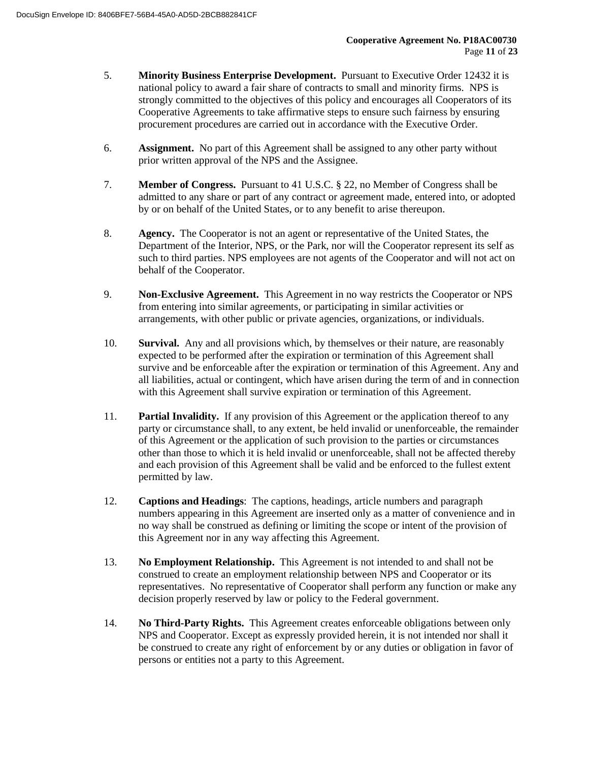5. **Minority Business Enterprise Development.** Pursuant to Executive Order 12432 it is national policy to award a fair share of contracts to small and minority firms. NPS is strongly committed to the objectives of this policy and encourages all Cooperators of its Cooperative Agreements to take affirmative steps to ensure such fairness by ensuring procurement procedures are carried out in accordance with the Executive Order.

6. **Assignment.** No part of this Agreement shall be assigned to any other party without prior written approval of the NPS and the Assignee.

7. **Member of Congress.** Pursuant to 41 U.S.C. § 22, no Member of Congress shall be admitted to any share or part of any contract or agreement made, entered into, or adopted by or on behalf of the United States, or to any benefit to arise thereupon.

8. **Agency.** The Cooperator is not an agent or representative of the United States, the Department of the Interior, NPS, or the Park, nor will the Cooperator represent its self as such to third parties. NPS employees are not agents of the Cooperator and will not act on behalf of the Cooperator.

9. **Non-Exclusive Agreement.** This Agreement in no way restricts the Cooperator or NPS from entering into similar agreements, or participating in similar activities or arrangements, with other public or private agencies, organizations, or individuals.

10. **Survival.** Any and all provisions which, by themselves or their nature, are reasonably expected to be performed after the expiration or termination of this Agreement shall survive and be enforceable after the expiration or termination of this Agreement. Any and all liabilities, actual or contingent, which have arisen during the term of and in connection with this Agreement shall survive expiration or termination of this Agreement.

11. **Partial Invalidity.** If any provision of this Agreement or the application thereof to any party or circumstance shall, to any extent, be held invalid or unenforceable, the remainder of this Agreement or the application of such provision to the parties or circumstances other than those to which it is held invalid or unenforceable, shall not be affected thereby and each provision of this Agreement shall be valid and be enforced to the fullest extent permitted by law.

12. **Captions and Headings**: The captions, headings, article numbers and paragraph numbers appearing in this Agreement are inserted only as a matter of convenience and in no way shall be construed as defining or limiting the scope or intent of the provision of this Agreement nor in any way affecting this Agreement.

13. **No Employment Relationship.** This Agreement is not intended to and shall not be construed to create an employment relationship between NPS and Cooperator or its representatives. No representative of Cooperator shall perform any function or make any decision properly reserved by law or policy to the Federal government.

14. **No Third-Party Rights.** This Agreement creates enforceable obligations between only NPS and Cooperator. Except as expressly provided herein, it is not intended nor shall it be construed to create any right of enforcement by or any duties or obligation in favor of persons or entities not a party to this Agreement.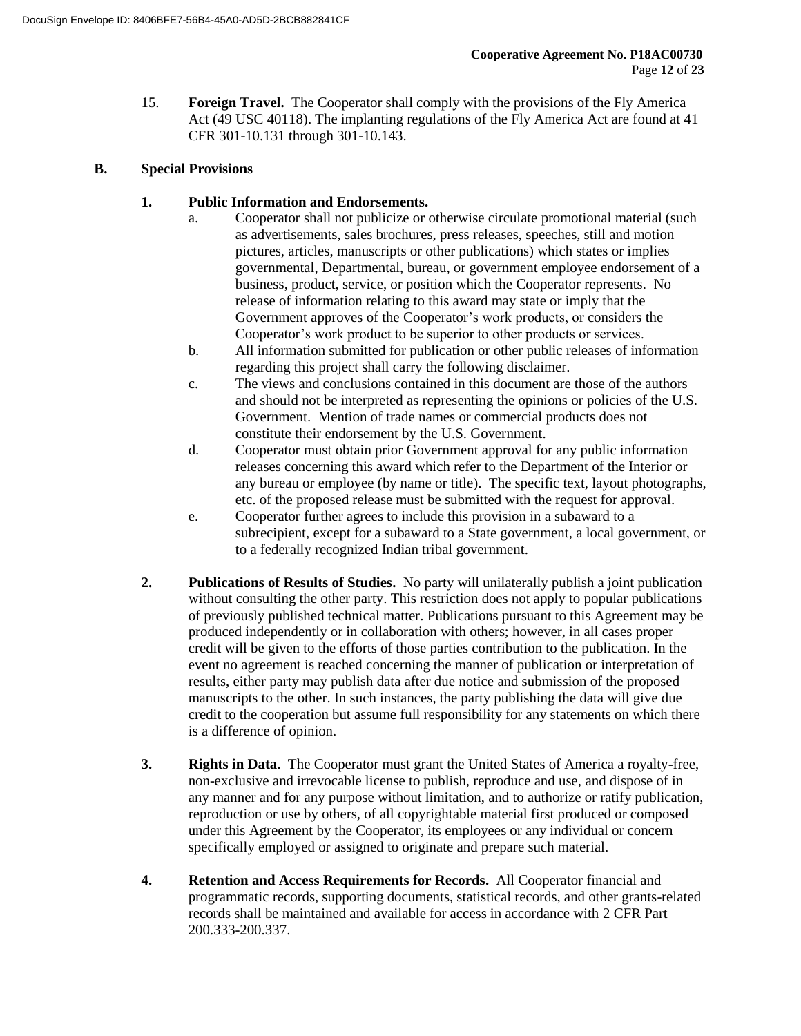15. **Foreign Travel.** The Cooperator shall comply with the provisions of the Fly America Act (49 USC 40118). The implanting regulations of the Fly America Act are found at 41 CFR 301-10.131 through 301-10.143.

## B. Special Provisions

### 1. Public Information and Endorsements.

a. Cooperator shall not publicize or otherwise circulate promotional material (such as advertisements, sales brochures, press releases, speeches, still and motion pictures, articles, manuscripts or other publications) which states or implies governmental, Departmental, bureau, or government employee endorsement of a business, product, service, or position which the Cooperator represents. No release of information relating to this award may state or imply that the Government approves of the Cooperator's work products, or considers the Cooperator's work product to be superior to other products or services.

b. All information submitted for publication or other public releases of information regarding this project shall carry the following disclaimer.

c. The views and conclusions contained in this document are those of the authors and should not be interpreted as representing the opinions or policies of the U.S. Government. Mention of trade names or commercial products does not constitute their endorsement by the U.S. Government.

d. Cooperator must obtain prior Government approval for any public information releases concerning this award which refer to the Department of the Interior or any bureau or employee (by name or title). The specific text, layout photographs, etc. of the proposed release must be submitted with the request for approval.

e. Cooperator further agrees to include this provision in a subaward to a subrecipient, except for a subaward to a State government, a local government, or to a federally recognized Indian tribal government.

**2. Publications of Results of Studies.** No party will unilaterally publish a joint publication without consulting the other party. This restriction does not apply to popular publications of previously published technical matter. Publications pursuant to this Agreement may be produced independently or in collaboration with others; however, in all cases proper credit will be given to the efforts of those parties contribution to the publication. In the event no agreement is reached concerning the manner of publication or interpretation of results, either party may publish data after due notice and submission of the proposed manuscripts to the other. In such instances, the party publishing the data will give due credit to the cooperation but assume full responsibility for any statements on which there is a difference of opinion.

**3. Rights in Data.** The Cooperator must grant the United States of America a royalty-free, non-exclusive and irrevocable license to publish, reproduce and use, and dispose of in any manner and for any purpose without limitation, and to authorize or ratify publication, reproduction or use by others, of all copyrightable material first produced or composed under this Agreement by the Cooperator, its employees or any individual or concern specifically employed or assigned to originate and prepare such material.

**4. Retention and Access Requirements for Records.** All Cooperator financial and programmatic records, supporting documents, statistical records, and other grants-related records shall be maintained and available for access in accordance with 2 CFR Part 200.333-200.337.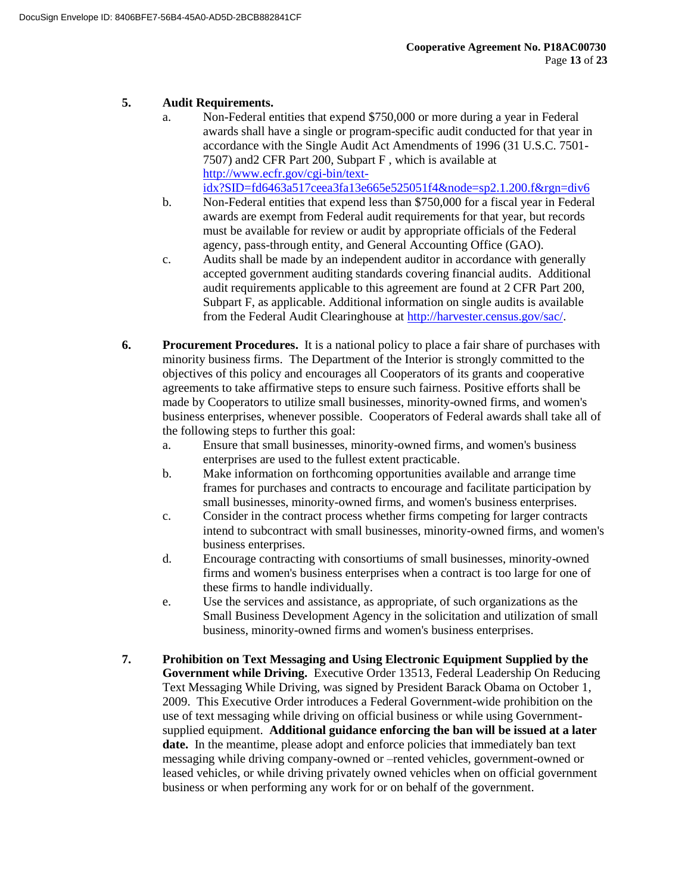**5. Audit Requirements.**

a. Non-Federal entities that expend $750,000 or more during a year in Federal awards shall have a single or program-specific audit conducted for that year in accordance with the Single Audit Act Amendments of 1996 (31 U.S.C. 7501-7507) and2 CFR Part 200, Subpart F , which is available at http://www.ecfr.gov/cgi-bin/text-idx?SID=fd6463a517ceea3fa13e665e525051f4&node=sp2.1.200.f&rgn=div6

b. Non-Federal entities that expend less than $750,000 for a fiscal year in Federal awards are exempt from Federal audit requirements for that year, but records must be available for review or audit by appropriate officials of the Federal agency, pass-through entity, and General Accounting Office (GAO).

c. Audits shall be made by an independent auditor in accordance with generally accepted government auditing standards covering financial audits. Additional audit requirements applicable to this agreement are found at 2 CFR Part 200, Subpart F, as applicable. Additional information on single audits is available from the Federal Audit Clearinghouse at http://harvester.census.gov/sac/.

**6. Procurement Procedures.** It is a national policy to place a fair share of purchases with minority business firms. The Department of the Interior is strongly committed to the objectives of this policy and encourages all Cooperators of its grants and cooperative agreements to take affirmative steps to ensure such fairness. Positive efforts shall be made by Cooperators to utilize small businesses, minority-owned firms, and women's business enterprises, whenever possible. Cooperators of Federal awards shall take all of the following steps to further this goal:

a. Ensure that small businesses, minority-owned firms, and women's business enterprises are used to the fullest extent practicable.

b. Make information on forthcoming opportunities available and arrange time frames for purchases and contracts to encourage and facilitate participation by small businesses, minority-owned firms, and women's business enterprises.

c. Consider in the contract process whether firms competing for larger contracts intend to subcontract with small businesses, minority-owned firms, and women's business enterprises.

d. Encourage contracting with consortiums of small businesses, minority-owned firms and women's business enterprises when a contract is too large for one of these firms to handle individually.

e. Use the services and assistance, as appropriate, of such organizations as the Small Business Development Agency in the solicitation and utilization of small business, minority-owned firms and women's business enterprises.

**7. Prohibition on Text Messaging and Using Electronic Equipment Supplied by the Government while Driving.** Executive Order 13513, Federal Leadership On Reducing Text Messaging While Driving, was signed by President Barack Obama on October 1, 2009. This Executive Order introduces a Federal Government-wide prohibition on the use of text messaging while driving on official business or while using Government-supplied equipment. **Additional guidance enforcing the ban will be issued at a later date.** In the meantime, please adopt and enforce policies that immediately ban text messaging while driving company-owned or –rented vehicles, government-owned or leased vehicles, or while driving privately owned vehicles when on official government business or when performing any work for or on behalf of the government.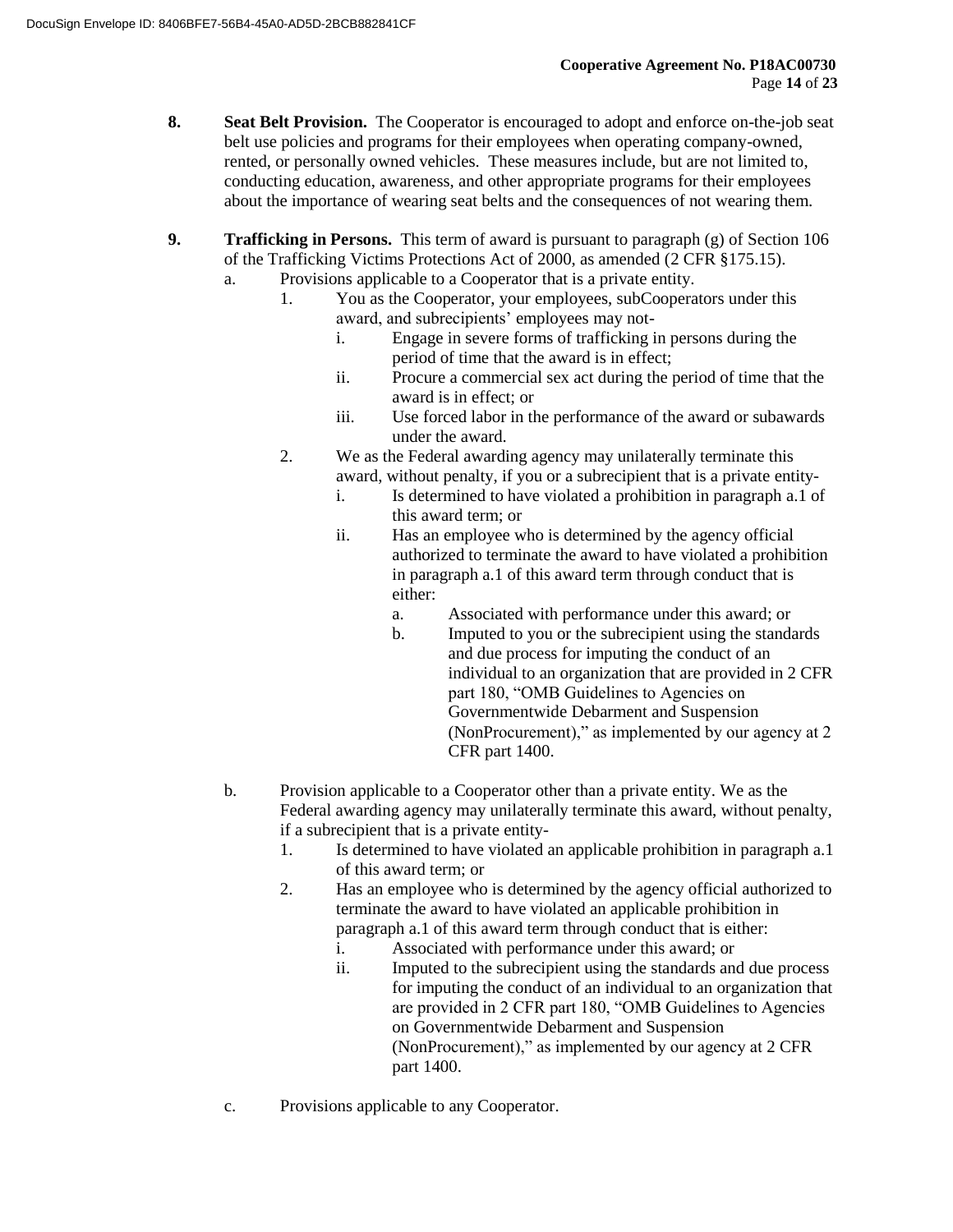8. **Seat Belt Provision.** The Cooperator is encouraged to adopt and enforce on-the-job seat belt use policies and programs for their employees when operating company-owned, rented, or personally owned vehicles. These measures include, but are not limited to, conducting education, awareness, and other appropriate programs for their employees about the importance of wearing seat belts and the consequences of not wearing them.

9. **Trafficking in Persons.** This term of award is pursuant to paragraph (g) of Section 106 of the Trafficking Victims Protections Act of 2000, as amended (2 CFR §175.15).
   - a. Provisions applicable to a Cooperator that is a private entity.
     - 1. You as the Cooperator, your employees, subCooperators under this award, and subrecipients' employees may not-
       - i. Engage in severe forms of trafficking in persons during the period of time that the award is in effect;
       - ii. Procure a commercial sex act during the period of time that the award is in effect; or
       - iii. Use forced labor in the performance of the award or subawards under the award.
     - 2. We as the Federal awarding agency may unilaterally terminate this award, without penalty, if you or a subrecipient that is a private entity-
       - i. Is determined to have violated a prohibition in paragraph a.1 of this award term; or
       - ii. Has an employee who is determined by the agency official authorized to terminate the award to have violated a prohibition in paragraph a.1 of this award term through conduct that is either:
         - a. Associated with performance under this award; or
         - b. Imputed to you or the subrecipient using the standards and due process for imputing the conduct of an individual to an organization that are provided in 2 CFR part 180, "OMB Guidelines to Agencies on Governmentwide Debarment and Suspension (NonProcurement)," as implemented by our agency at 2 CFR part 1400.

   - b. Provision applicable to a Cooperator other than a private entity. We as the Federal awarding agency may unilaterally terminate this award, without penalty, if a subrecipient that is a private entity-
     - 1. Is determined to have violated an applicable prohibition in paragraph a.1 of this award term; or
     - 2. Has an employee who is determined by the agency official authorized to terminate the award to have violated an applicable prohibition in paragraph a.1 of this award term through conduct that is either:
       - i. Associated with performance under this award; or
       - ii. Imputed to the subrecipient using the standards and due process for imputing the conduct of an individual to an organization that are provided in 2 CFR part 180, "OMB Guidelines to Agencies on Governmentwide Debarment and Suspension (NonProcurement)," as implemented by our agency at 2 CFR part 1400.

   - c. Provisions applicable to any Cooperator.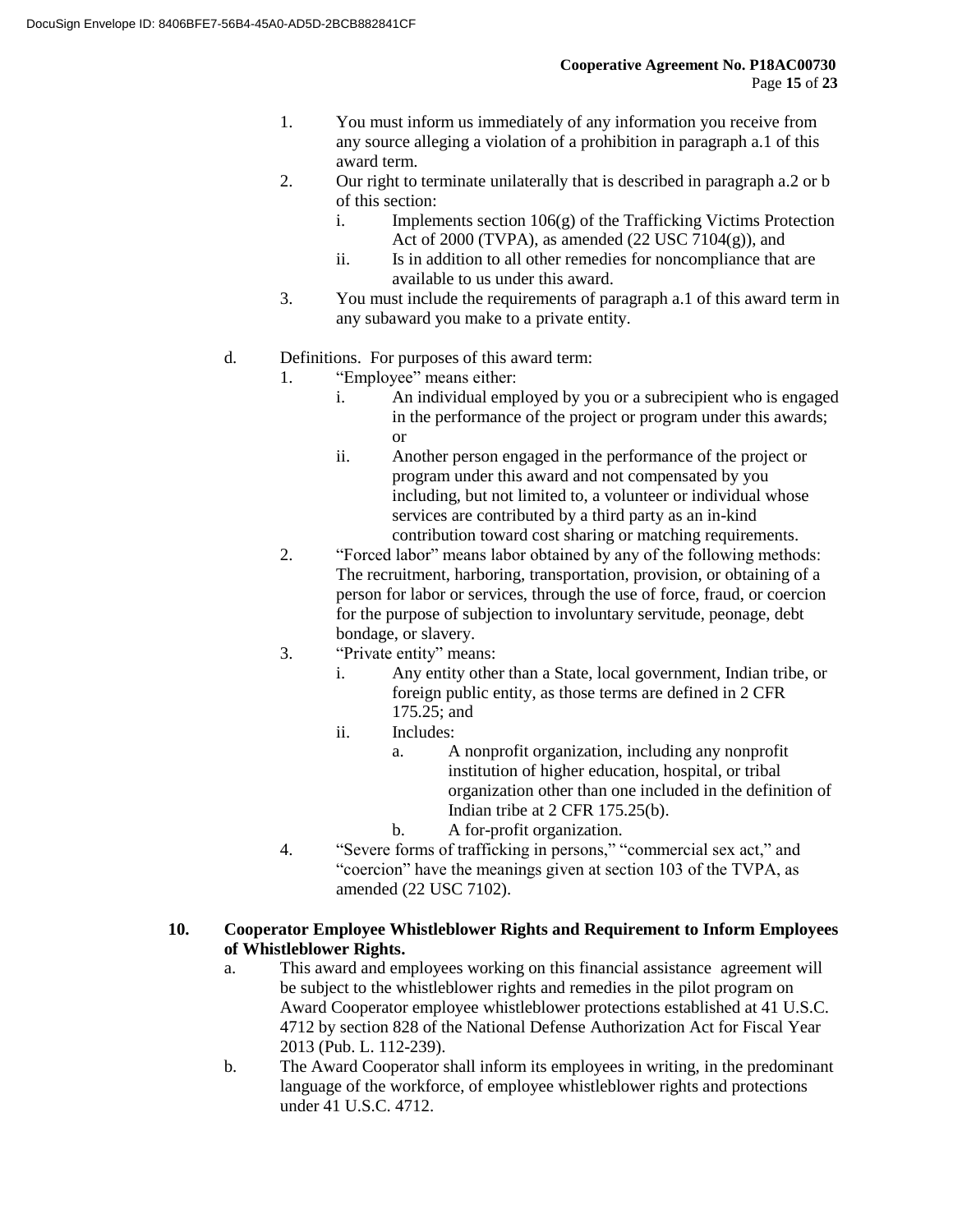1. You must inform us immediately of any information you receive from any source alleging a violation of a prohibition in paragraph a.1 of this award term.
2. Our right to terminate unilaterally that is described in paragraph a.2 or b of this section:
   i. Implements section 106(g) of the Trafficking Victims Protection Act of 2000 (TVPA), as amended (22 USC 7104(g)), and
   ii. Is in addition to all other remedies for noncompliance that are available to us under this award.
3. You must include the requirements of paragraph a.1 of this award term in any subaward you make to a private entity.

d. Definitions. For purposes of this award term:
   1. "Employee" means either:
      i. An individual employed by you or a subrecipient who is engaged in the performance of the project or program under this awards; or
      ii. Another person engaged in the performance of the project or program under this award and not compensated by you including, but not limited to, a volunteer or individual whose services are contributed by a third party as an in-kind contribution toward cost sharing or matching requirements.
   2. "Forced labor" means labor obtained by any of the following methods: The recruitment, harboring, transportation, provision, or obtaining of a person for labor or services, through the use of force, fraud, or coercion for the purpose of subjection to involuntary servitude, peonage, debt bondage, or slavery.
   3. "Private entity" means:
      i. Any entity other than a State, local government, Indian tribe, or foreign public entity, as those terms are defined in 2 CFR 175.25; and
      ii. Includes:
         a. A nonprofit organization, including any nonprofit institution of higher education, hospital, or tribal organization other than one included in the definition of Indian tribe at 2 CFR 175.25(b).
         b. A for-profit organization.
   4. "Severe forms of trafficking in persons," "commercial sex act," and "coercion" have the meanings given at section 103 of the TVPA, as amended (22 USC 7102).

**10. Cooperator Employee Whistleblower Rights and Requirement to Inform Employees of Whistleblower Rights.**

a. This award and employees working on this financial assistance agreement will be subject to the whistleblower rights and remedies in the pilot program on Award Cooperator employee whistleblower protections established at 41 U.S.C. 4712 by section 828 of the National Defense Authorization Act for Fiscal Year 2013 (Pub. L. 112-239).

b. The Award Cooperator shall inform its employees in writing, in the predominant language of the workforce, of employee whistleblower rights and protections under 41 U.S.C. 4712.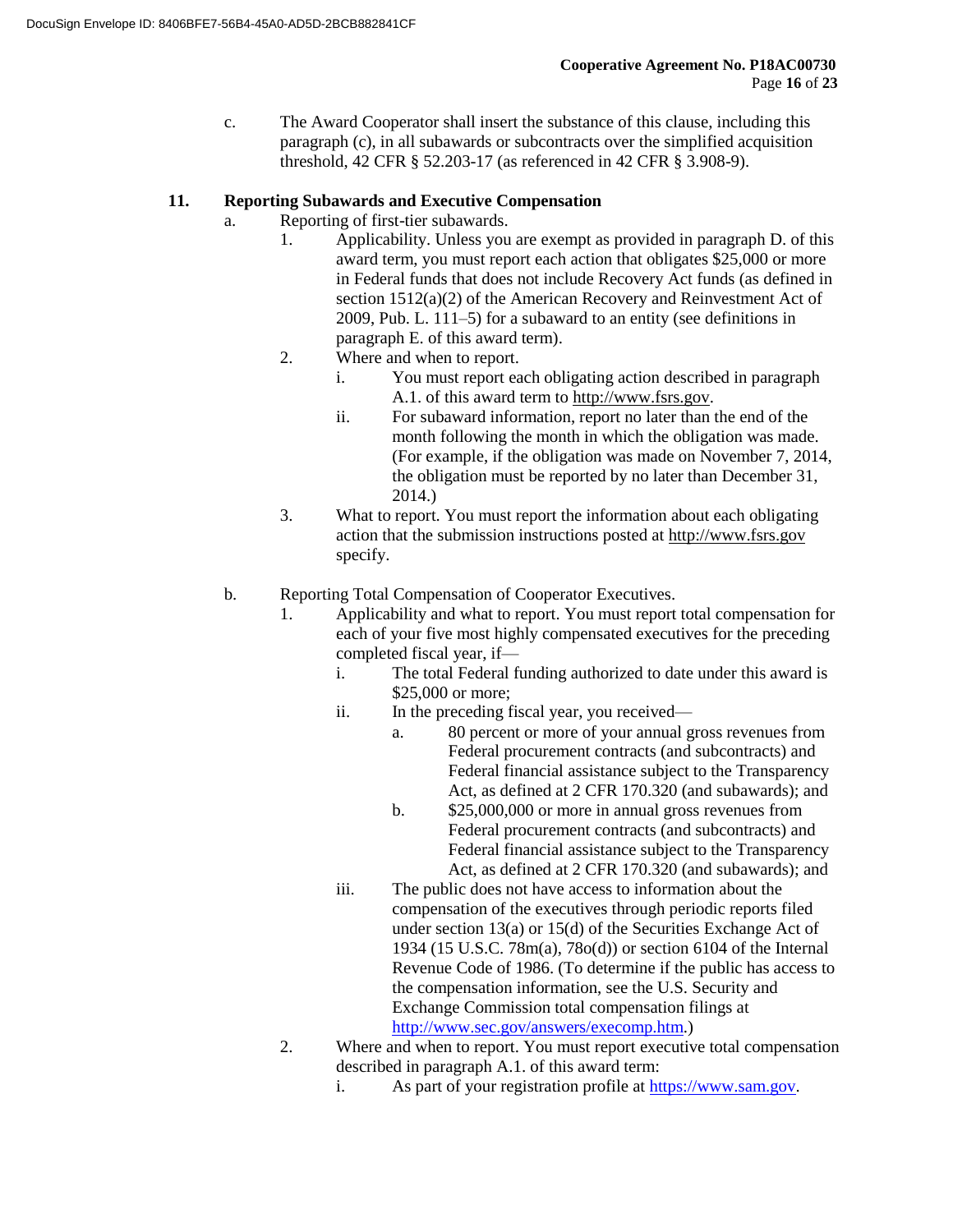c. The Award Cooperator shall insert the substance of this clause, including this paragraph (c), in all subawards or subcontracts over the simplified acquisition threshold, 42 CFR § 52.203-17 (as referenced in 42 CFR § 3.908-9).

**11. Reporting Subawards and Executive Compensation**

a. Reporting of first-tier subawards.

1. Applicability. Unless you are exempt as provided in paragraph D. of this award term, you must report each action that obligates $25,000 or more in Federal funds that does not include Recovery Act funds (as defined in section 1512(a)(2) of the American Recovery and Reinvestment Act of 2009, Pub. L. 111–5) for a subaward to an entity (see definitions in paragraph E. of this award term).

2. Where and when to report.

   i. You must report each obligating action described in paragraph A.1. of this award term to http://www.fsrs.gov.

   ii. For subaward information, report no later than the end of the month following the month in which the obligation was made. (For example, if the obligation was made on November 7, 2014, the obligation must be reported by no later than December 31, 2014.)

3. What to report. You must report the information about each obligating action that the submission instructions posted at http://www.fsrs.gov specify.

b. Reporting Total Compensation of Cooperator Executives.

1. Applicability and what to report. You must report total compensation for each of your five most highly compensated executives for the preceding completed fiscal year, if—

   i. The total Federal funding authorized to date under this award is $25,000 or more;

   ii. In the preceding fiscal year, you received—

      a. 80 percent or more of your annual gross revenues from Federal procurement contracts (and subcontracts) and Federal financial assistance subject to the Transparency Act, as defined at 2 CFR 170.320 (and subawards); and

      b. $25,000,000 or more in annual gross revenues from Federal procurement contracts (and subcontracts) and Federal financial assistance subject to the Transparency Act, as defined at 2 CFR 170.320 (and subawards); and

   iii. The public does not have access to information about the compensation of the executives through periodic reports filed under section 13(a) or 15(d) of the Securities Exchange Act of 1934 (15 U.S.C. 78m(a), 78o(d)) or section 6104 of the Internal Revenue Code of 1986. (To determine if the public has access to the compensation information, see the U.S. Security and Exchange Commission total compensation filings at http://www.sec.gov/answers/execomp.htm.)

2. Where and when to report. You must report executive total compensation described in paragraph A.1. of this award term:

   i. As part of your registration profile at https://www.sam.gov.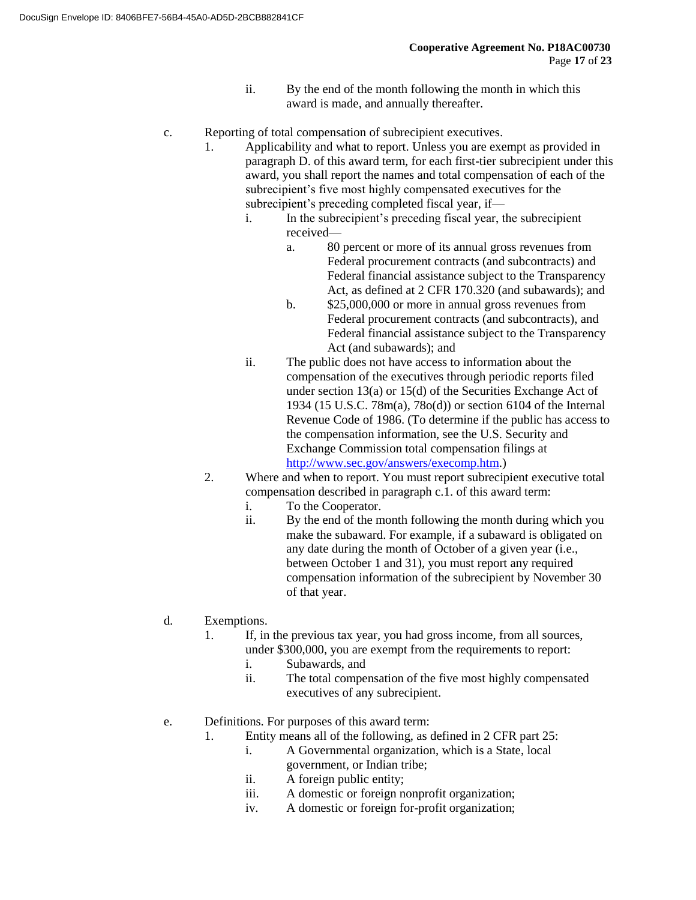ii. By the end of the month following the month in which this award is made, and annually thereafter.

c. Reporting of total compensation of subrecipient executives.

1. Applicability and what to report. Unless you are exempt as provided in paragraph D. of this award term, for each first-tier subrecipient under this award, you shall report the names and total compensation of each of the subrecipient's five most highly compensated executives for the subrecipient's preceding completed fiscal year, if—

   i. In the subrecipient's preceding fiscal year, the subrecipient received—

      a. 80 percent or more of its annual gross revenues from Federal procurement contracts (and subcontracts) and Federal financial assistance subject to the Transparency Act, as defined at 2 CFR 170.320 (and subawards); and

      b. $25,000,000 or more in annual gross revenues from Federal procurement contracts (and subcontracts), and Federal financial assistance subject to the Transparency Act (and subawards); and

   ii. The public does not have access to information about the compensation of the executives through periodic reports filed under section 13(a) or 15(d) of the Securities Exchange Act of 1934 (15 U.S.C. 78m(a), 78o(d)) or section 6104 of the Internal Revenue Code of 1986. (To determine if the public has access to the compensation information, see the U.S. Security and Exchange Commission total compensation filings at http://www.sec.gov/answers/execomp.htm.)

2. Where and when to report. You must report subrecipient executive total compensation described in paragraph c.1. of this award term:

   i. To the Cooperator.

   ii. By the end of the month following the month during which you make the subaward. For example, if a subaward is obligated on any date during the month of October of a given year (i.e., between October 1 and 31), you must report any required compensation information of the subrecipient by November 30 of that year.

d. Exemptions.

1. If, in the previous tax year, you had gross income, from all sources, under $300,000, you are exempt from the requirements to report:

   i. Subawards, and

   ii. The total compensation of the five most highly compensated executives of any subrecipient.

e. Definitions. For purposes of this award term:

1. Entity means all of the following, as defined in 2 CFR part 25:

   i. A Governmental organization, which is a State, local government, or Indian tribe;

   ii. A foreign public entity;

   iii. A domestic or foreign nonprofit organization;

   iv. A domestic or foreign for-profit organization;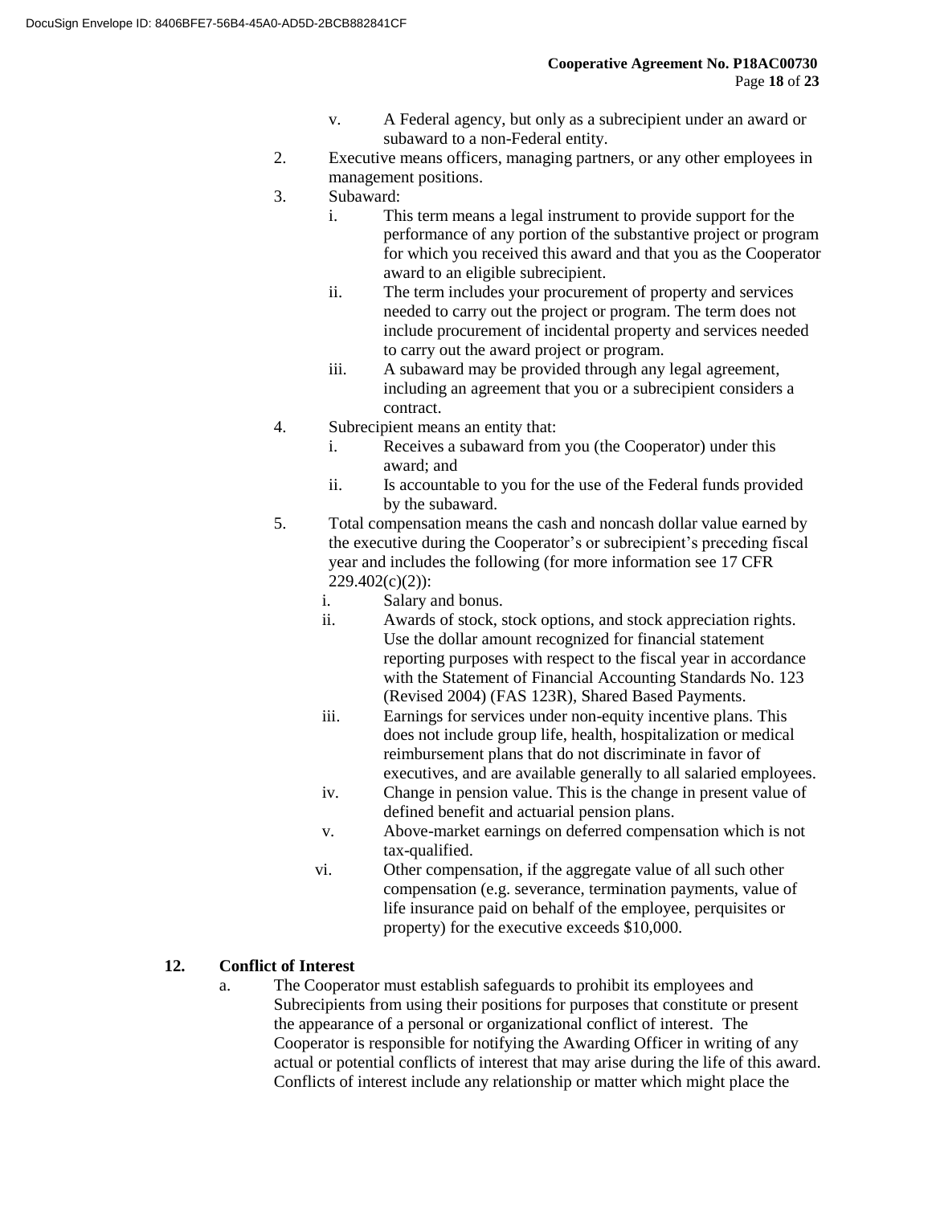v. A Federal agency, but only as a subrecipient under an award or subaward to a non-Federal entity.

2. Executive means officers, managing partners, or any other employees in management positions.
3. Subaward:
   i. This term means a legal instrument to provide support for the performance of any portion of the substantive project or program for which you received this award and that you as the Cooperator award to an eligible subrecipient.
   ii. The term includes your procurement of property and services needed to carry out the project or program. The term does not include procurement of incidental property and services needed to carry out the award project or program.
   iii. A subaward may be provided through any legal agreement, including an agreement that you or a subrecipient considers a contract.
4. Subrecipient means an entity that:
   i. Receives a subaward from you (the Cooperator) under this award; and
   ii. Is accountable to you for the use of the Federal funds provided by the subaward.
5. Total compensation means the cash and noncash dollar value earned by the executive during the Cooperator's or subrecipient's preceding fiscal year and includes the following (for more information see 17 CFR 229.402(c)(2)):
   i. Salary and bonus.
   ii. Awards of stock, stock options, and stock appreciation rights. Use the dollar amount recognized for financial statement reporting purposes with respect to the fiscal year in accordance with the Statement of Financial Accounting Standards No. 123 (Revised 2004) (FAS 123R), Shared Based Payments.
   iii. Earnings for services under non-equity incentive plans. This does not include group life, health, hospitalization or medical reimbursement plans that do not discriminate in favor of executives, and are available generally to all salaried employees.
   iv. Change in pension value. This is the change in present value of defined benefit and actuarial pension plans.
   v. Above-market earnings on deferred compensation which is not tax-qualified.
   vi. Other compensation, if the aggregate value of all such other compensation (e.g. severance, termination payments, value of life insurance paid on behalf of the employee, perquisites or property) for the executive exceeds $10,000.

## 12. Conflict of Interest

a. The Cooperator must establish safeguards to prohibit its employees and Subrecipients from using their positions for purposes that constitute or present the appearance of a personal or organizational conflict of interest. The Cooperator is responsible for notifying the Awarding Officer in writing of any actual or potential conflicts of interest that may arise during the life of this award. Conflicts of interest include any relationship or matter which might place the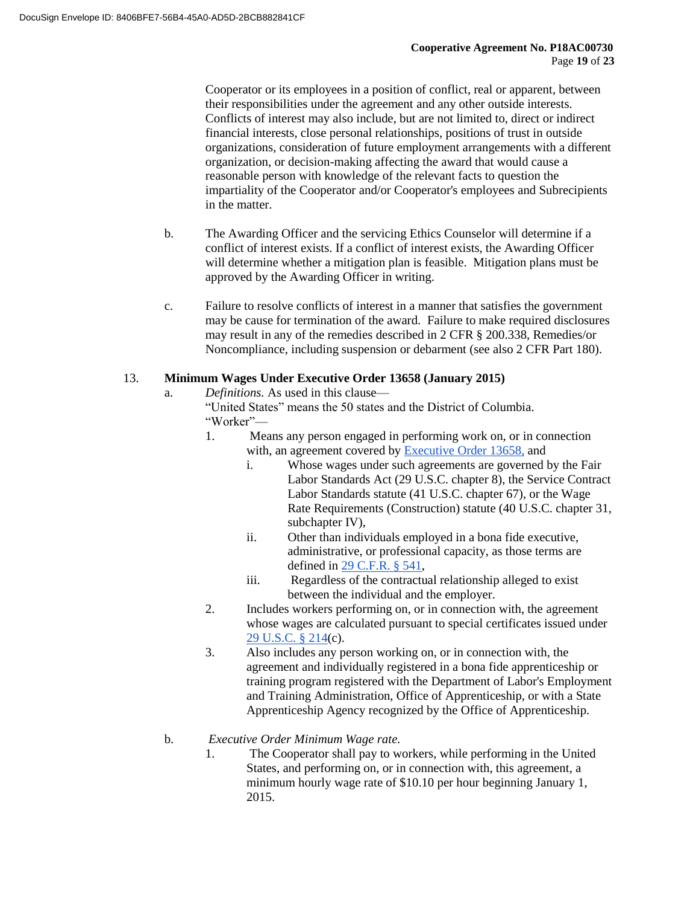Cooperator or its employees in a position of conflict, real or apparent, between their responsibilities under the agreement and any other outside interests. Conflicts of interest may also include, but are not limited to, direct or indirect financial interests, close personal relationships, positions of trust in outside organizations, consideration of future employment arrangements with a different organization, or decision-making affecting the award that would cause a reasonable person with knowledge of the relevant facts to question the impartiality of the Cooperator and/or Cooperator's employees and Subrecipients in the matter.

b. The Awarding Officer and the servicing Ethics Counselor will determine if a conflict of interest exists. If a conflict of interest exists, the Awarding Officer will determine whether a mitigation plan is feasible. Mitigation plans must be approved by the Awarding Officer in writing.

c. Failure to resolve conflicts of interest in a manner that satisfies the government may be cause for termination of the award. Failure to make required disclosures may result in any of the remedies described in 2 CFR § 200.338, Remedies/or Noncompliance, including suspension or debarment (see also 2 CFR Part 180).

13. **Minimum Wages Under Executive Order 13658 (January 2015)**

a. *Definitions.* As used in this clause—

"United States" means the 50 states and the District of Columbia.

"Worker"—

1. Means any person engaged in performing work on, or in connection with, an agreement covered by [Executive Order 13658,](Executive Order 13658) and
   i. Whose wages under such agreements are governed by the Fair Labor Standards Act (29 U.S.C. chapter 8), the Service Contract Labor Standards statute (41 U.S.C. chapter 67), or the Wage Rate Requirements (Construction) statute (40 U.S.C. chapter 31, subchapter IV),
   ii. Other than individuals employed in a bona fide executive, administrative, or professional capacity, as those terms are defined in 29 C.F.R. § 541,
   iii. Regardless of the contractual relationship alleged to exist between the individual and the employer.
2. Includes workers performing on, or in connection with, the agreement whose wages are calculated pursuant to special certificates issued under 29 U.S.C. § 214(c).
3. Also includes any person working on, or in connection with, the agreement and individually registered in a bona fide apprenticeship or training program registered with the Department of Labor's Employment and Training Administration, Office of Apprenticeship, or with a State Apprenticeship Agency recognized by the Office of Apprenticeship.

b. *Executive Order Minimum Wage rate.*

1. The Cooperator shall pay to workers, while performing in the United States, and performing on, or in connection with, this agreement, a minimum hourly wage rate of $10.10 per hour beginning January 1, 2015.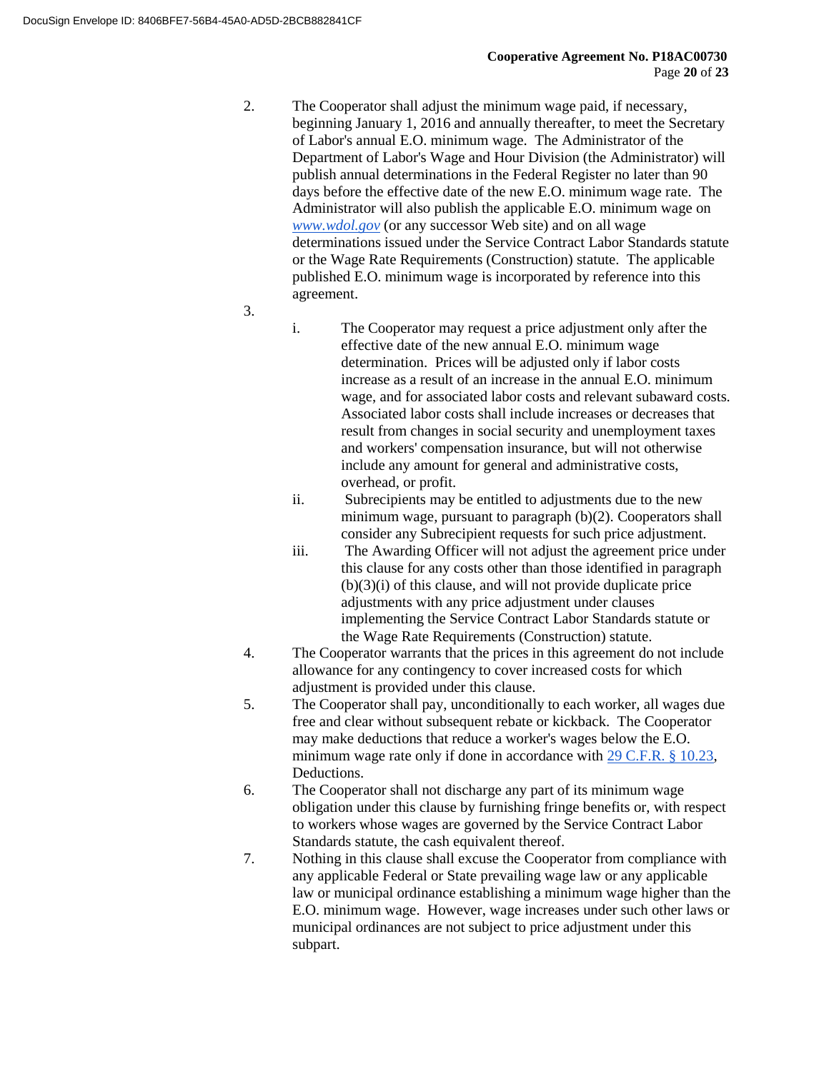2. The Cooperator shall adjust the minimum wage paid, if necessary, beginning January 1, 2016 and annually thereafter, to meet the Secretary of Labor's annual E.O. minimum wage. The Administrator of the Department of Labor's Wage and Hour Division (the Administrator) will publish annual determinations in the Federal Register no later than 90 days before the effective date of the new E.O. minimum wage rate. The Administrator will also publish the applicable E.O. minimum wage on *www.wdol.gov* (or any successor Web site) and on all wage determinations issued under the Service Contract Labor Standards statute or the Wage Rate Requirements (Construction) statute. The applicable published E.O. minimum wage is incorporated by reference into this agreement.
3. 
   i. The Cooperator may request a price adjustment only after the effective date of the new annual E.O. minimum wage determination. Prices will be adjusted only if labor costs increase as a result of an increase in the annual E.O. minimum wage, and for associated labor costs and relevant subaward costs. Associated labor costs shall include increases or decreases that result from changes in social security and unemployment taxes and workers' compensation insurance, but will not otherwise include any amount for general and administrative costs, overhead, or profit.
   ii. Subrecipients may be entitled to adjustments due to the new minimum wage, pursuant to paragraph (b)(2). Cooperators shall consider any Subrecipient requests for such price adjustment.
   iii. The Awarding Officer will not adjust the agreement price under this clause for any costs other than those identified in paragraph (b)(3)(i) of this clause, and will not provide duplicate price adjustments with any price adjustment under clauses implementing the Service Contract Labor Standards statute or the Wage Rate Requirements (Construction) statute.
4. The Cooperator warrants that the prices in this agreement do not include allowance for any contingency to cover increased costs for which adjustment is provided under this clause.
5. The Cooperator shall pay, unconditionally to each worker, all wages due free and clear without subsequent rebate or kickback. The Cooperator may make deductions that reduce a worker's wages below the E.O. minimum wage rate only if done in accordance with 29 C.F.R. § 10.23, Deductions.
6. The Cooperator shall not discharge any part of its minimum wage obligation under this clause by furnishing fringe benefits or, with respect to workers whose wages are governed by the Service Contract Labor Standards statute, the cash equivalent thereof.
7. Nothing in this clause shall excuse the Cooperator from compliance with any applicable Federal or State prevailing wage law or any applicable law or municipal ordinance establishing a minimum wage higher than the E.O. minimum wage. However, wage increases under such other laws or municipal ordinances are not subject to price adjustment under this subpart.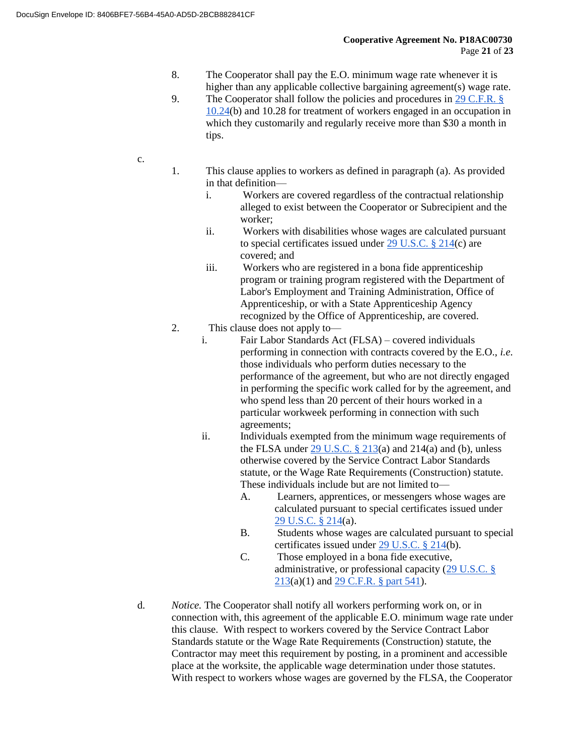8. The Cooperator shall pay the E.O. minimum wage rate whenever it is higher than any applicable collective bargaining agreement(s) wage rate.
9. The Cooperator shall follow the policies and procedures in 29 C.F.R. § 10.24(b) and 10.28 for treatment of workers engaged in an occupation in which they customarily and regularly receive more than $30 a month in tips.

c.

1. This clause applies to workers as defined in paragraph (a). As provided in that definition—
   i. Workers are covered regardless of the contractual relationship alleged to exist between the Cooperator or Subrecipient and the worker;
   ii. Workers with disabilities whose wages are calculated pursuant to special certificates issued under 29 U.S.C. § 214(c) are covered; and
   iii. Workers who are registered in a bona fide apprenticeship program or training program registered with the Department of Labor's Employment and Training Administration, Office of Apprenticeship, or with a State Apprenticeship Agency recognized by the Office of Apprenticeship, are covered.
2. This clause does not apply to—
   i. Fair Labor Standards Act (FLSA) – covered individuals performing in connection with contracts covered by the E.O., *i.e.* those individuals who perform duties necessary to the performance of the agreement, but who are not directly engaged in performing the specific work called for by the agreement, and who spend less than 20 percent of their hours worked in a particular workweek performing in connection with such agreements;
   ii. Individuals exempted from the minimum wage requirements of the FLSA under 29 U.S.C. § 213(a) and 214(a) and (b), unless otherwise covered by the Service Contract Labor Standards statute, or the Wage Rate Requirements (Construction) statute. These individuals include but are not limited to—
      A. Learners, apprentices, or messengers whose wages are calculated pursuant to special certificates issued under 29 U.S.C. § 214(a).
      B. Students whose wages are calculated pursuant to special certificates issued under 29 U.S.C. § 214(b).
      C. Those employed in a bona fide executive, administrative, or professional capacity (29 U.S.C. § 213(a)(1) and 29 C.F.R. § part 541).

d. *Notice.* The Cooperator shall notify all workers performing work on, or in connection with, this agreement of the applicable E.O. minimum wage rate under this clause. With respect to workers covered by the Service Contract Labor Standards statute or the Wage Rate Requirements (Construction) statute, the Contractor may meet this requirement by posting, in a prominent and accessible place at the worksite, the applicable wage determination under those statutes. With respect to workers whose wages are governed by the FLSA, the Cooperator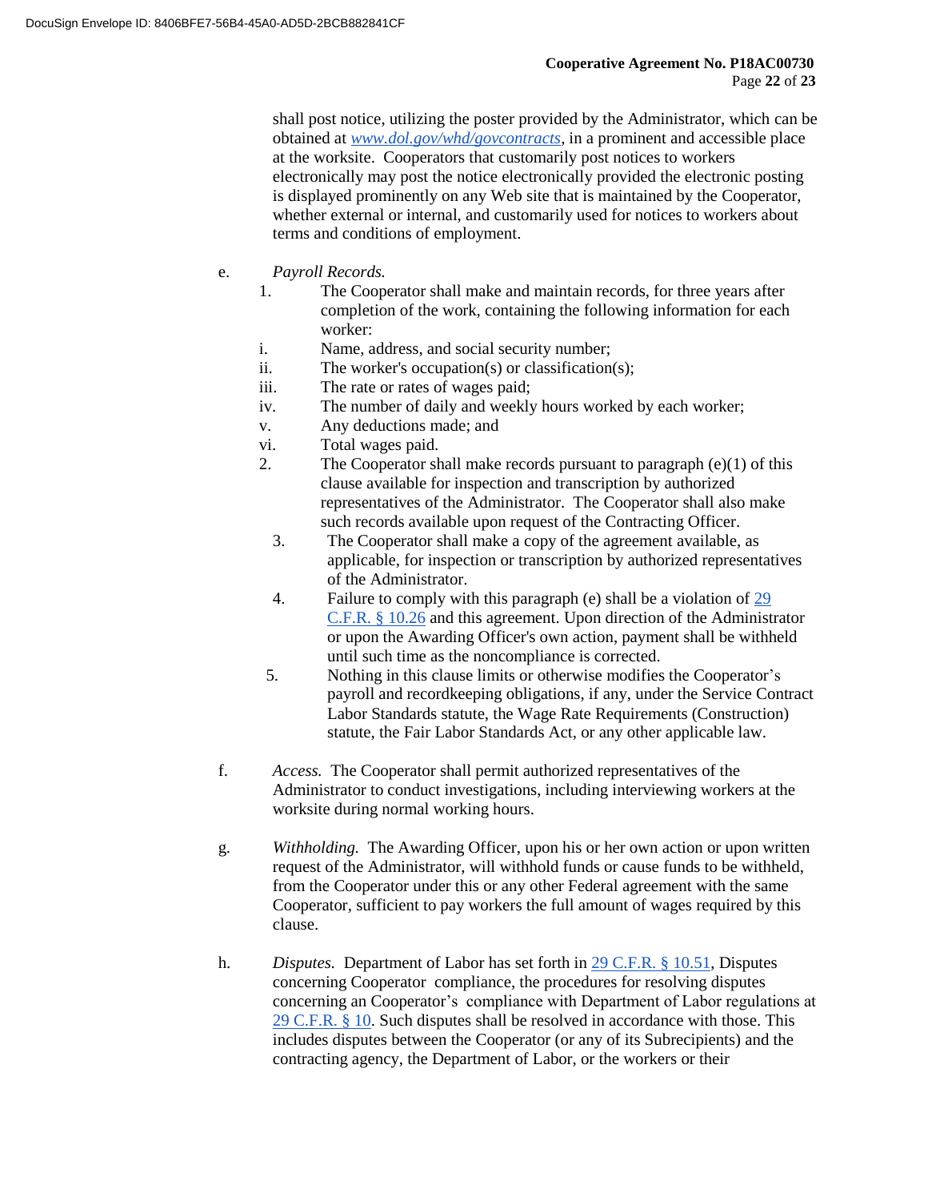shall post notice, utilizing the poster provided by the Administrator, which can be obtained at *www.dol.gov/whd/govcontracts*, in a prominent and accessible place at the worksite. Cooperators that customarily post notices to workers electronically may post the notice electronically provided the electronic posting is displayed prominently on any Web site that is maintained by the Cooperator, whether external or internal, and customarily used for notices to workers about terms and conditions of employment.

e. *Payroll Records.*

1. The Cooperator shall make and maintain records, for three years after completion of the work, containing the following information for each worker:

   i. Name, address, and social security number;

   ii. The worker's occupation(s) or classification(s);

   iii. The rate or rates of wages paid;

   iv. The number of daily and weekly hours worked by each worker;

   v. Any deductions made; and

   vi. Total wages paid.

2. The Cooperator shall make records pursuant to paragraph (e)(1) of this clause available for inspection and transcription by authorized representatives of the Administrator. The Cooperator shall also make such records available upon request of the Contracting Officer.

3. The Cooperator shall make a copy of the agreement available, as applicable, for inspection or transcription by authorized representatives of the Administrator.

4. Failure to comply with this paragraph (e) shall be a violation of 29 C.F.R. § 10.26 and this agreement. Upon direction of the Administrator or upon the Awarding Officer's own action, payment shall be withheld until such time as the noncompliance is corrected.

5. Nothing in this clause limits or otherwise modifies the Cooperator's payroll and recordkeeping obligations, if any, under the Service Contract Labor Standards statute, the Wage Rate Requirements (Construction) statute, the Fair Labor Standards Act, or any other applicable law.

f. *Access.* The Cooperator shall permit authorized representatives of the Administrator to conduct investigations, including interviewing workers at the worksite during normal working hours.

g. *Withholding.* The Awarding Officer, upon his or her own action or upon written request of the Administrator, will withhold funds or cause funds to be withheld, from the Cooperator under this or any other Federal agreement with the same Cooperator, sufficient to pay workers the full amount of wages required by this clause.

h. *Disputes.* Department of Labor has set forth in 29 C.F.R. § 10.51, Disputes concerning Cooperator compliance, the procedures for resolving disputes concerning an Cooperator's compliance with Department of Labor regulations at 29 C.F.R. § 10. Such disputes shall be resolved in accordance with those. This includes disputes between the Cooperator (or any of its Subrecipients) and the contracting agency, the Department of Labor, or the workers or their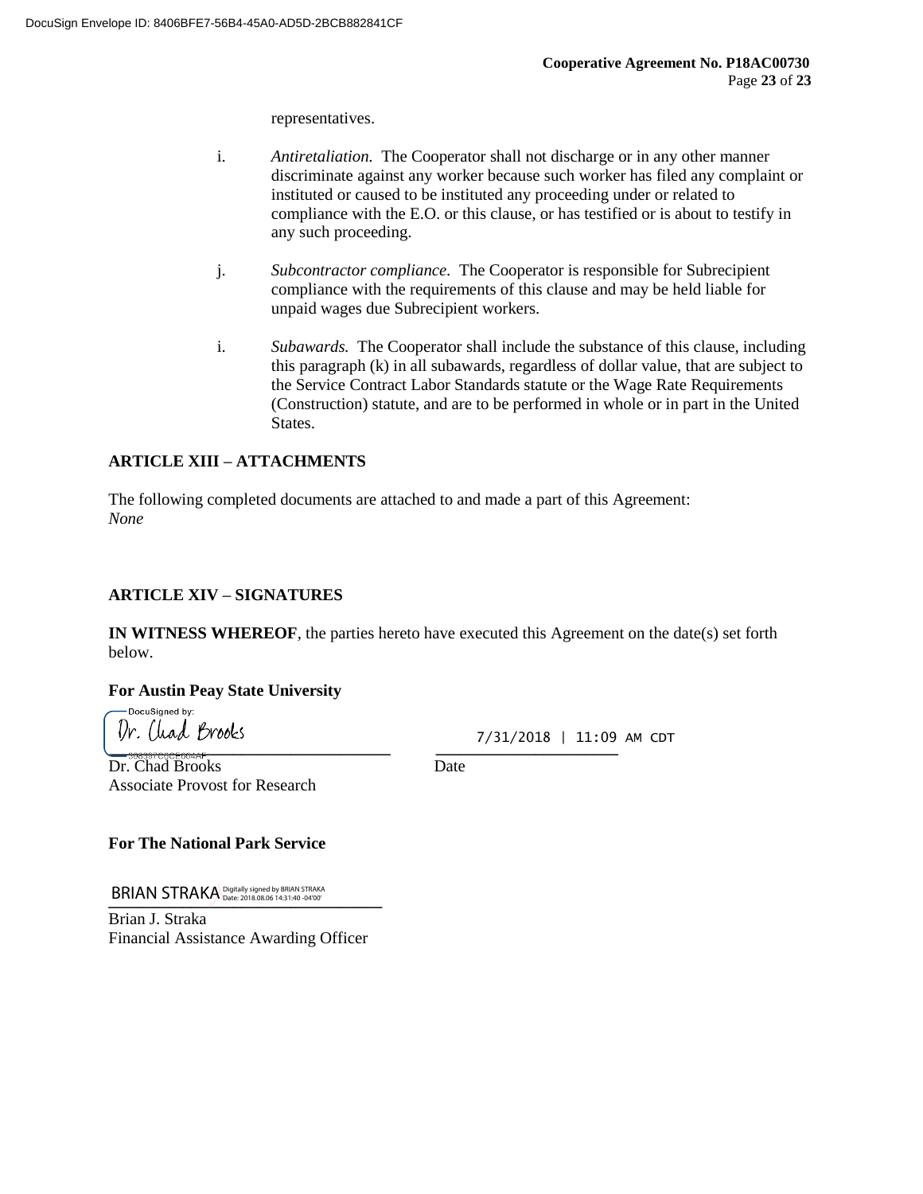representatives.

i. *Antiretaliation.* The Cooperator shall not discharge or in any other manner discriminate against any worker because such worker has filed any complaint or instituted or caused to be instituted any proceeding under or related to compliance with the E.O. or this clause, or has testified or is about to testify in any such proceeding.

j. *Subcontractor compliance.* The Cooperator is responsible for Subrecipient compliance with the requirements of this clause and may be held liable for unpaid wages due Subrecipient workers.

i. *Subawards.* The Cooperator shall include the substance of this clause, including this paragraph (k) in all subawards, regardless of dollar value, that are subject to the Service Contract Labor Standards statute or the Wage Rate Requirements (Construction) statute, and are to be performed in whole or in part in the United States.

**ARTICLE XIII – ATTACHMENTS**

The following completed documents are attached to and made a part of this Agreement:
*None*

**ARTICLE XIV – SIGNATURES**

**IN WITNESS WHEREOF**, the parties hereto have executed this Agreement on the date(s) set forth below.

**For Austin Peay State University**

DocuSigned by:
Dr. Chad Brooks

7/31/2018 | 11:09 AM CDT

Dr. Chad Brooks
Associate Provost for Research

Date

**For The National Park Service**

BRIAN STRAKA Digitally signed by BRIAN STRAKA Date: 2018.08.06 14:31:40 -04'00'

Brian J. Straka
Financial Assistance Awarding Officer